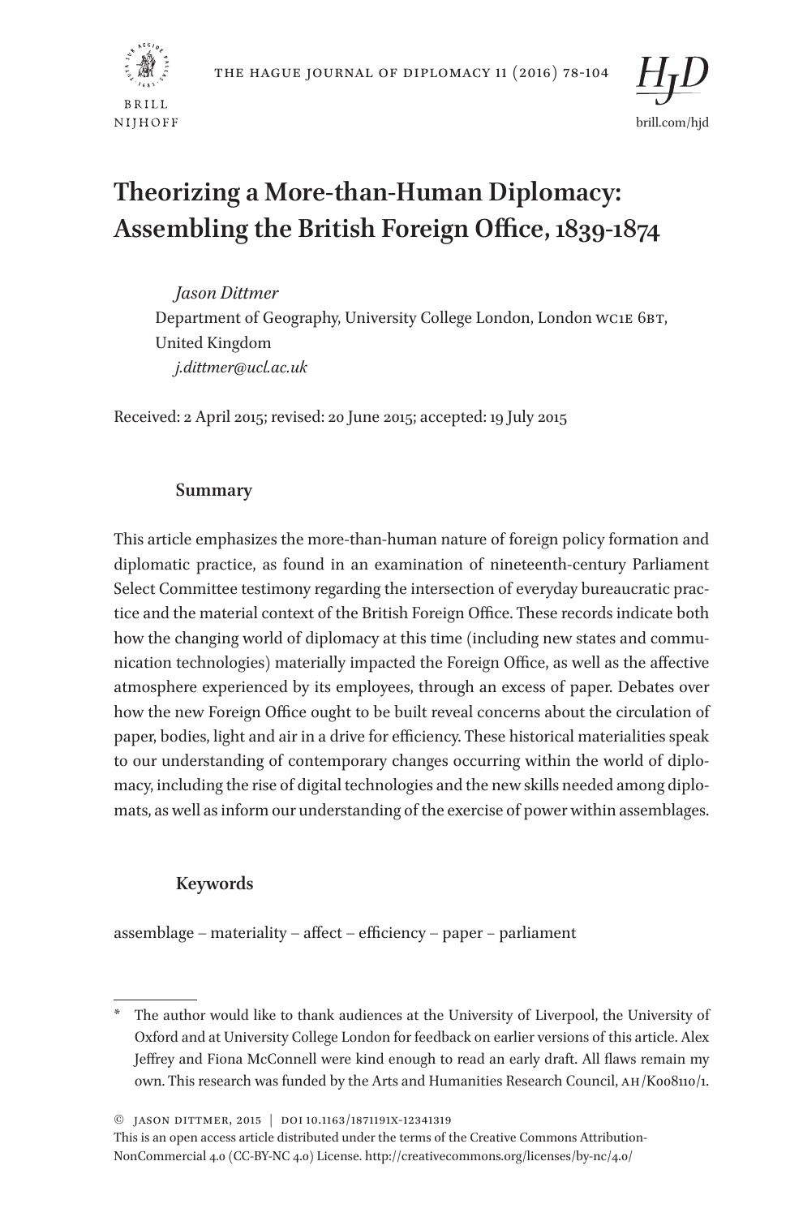# Theorizing a More-than-Human Diplomacy: Assembling the British Foreign Office, 1839-1874

*Jason Dittmer*
Department of Geography, University College London, London WC1E 6BT, United Kingdom
*j.dittmer@ucl.ac.uk*

Received: 2 April 2015; revised: 20 June 2015; accepted: 19 July 2015

## Summary

This article emphasizes the more-than-human nature of foreign policy formation and diplomatic practice, as found in an examination of nineteenth-century Parliament Select Committee testimony regarding the intersection of everyday bureaucratic practice and the material context of the British Foreign Office. These records indicate both how the changing world of diplomacy at this time (including new states and communication technologies) materially impacted the Foreign Office, as well as the affective atmosphere experienced by its employees, through an excess of paper. Debates over how the new Foreign Office ought to be built reveal concerns about the circulation of paper, bodies, light and air in a drive for efficiency. These historical materialities speak to our understanding of contemporary changes occurring within the world of diplomacy, including the rise of digital technologies and the new skills needed among diplomats, as well as inform our understanding of the exercise of power within assemblages.

## Keywords

assemblage – materiality – affect – efficiency – paper – parliament

---

\* The author would like to thank audiences at the University of Liverpool, the University of Oxford and at University College London for feedback on earlier versions of this article. Alex Jeffrey and Fiona McConnell were kind enough to read an early draft. All flaws remain my own. This research was funded by the Arts and Humanities Research Council, AH/K008110/1.

© Jason Dittmer, 2015 | DOI 10.1163/1871191X-12341319
This is an open access article distributed under the terms of the Creative Commons Attribution-NonCommercial 4.0 (CC-BY-NC 4.0) License. http://creativecommons.org/licenses/by-nc/4.0/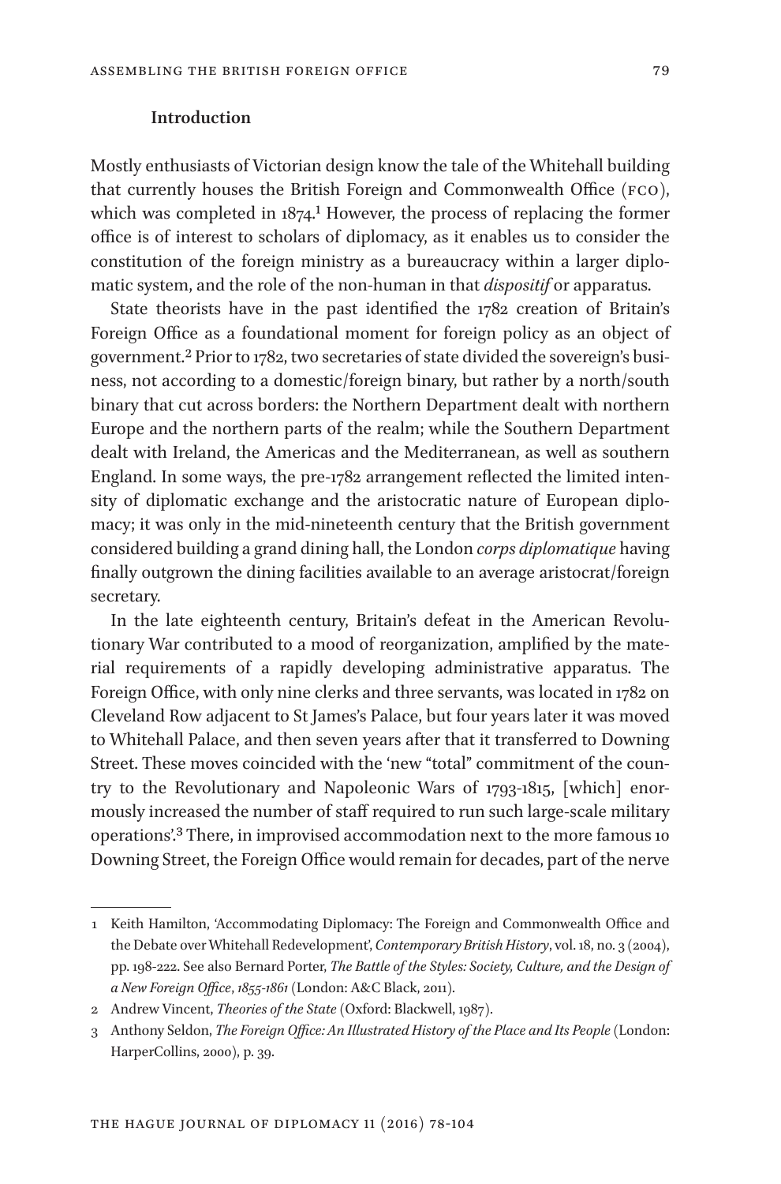## Introduction

Mostly enthusiasts of Victorian design know the tale of the Whitehall building that currently houses the British Foreign and Commonwealth Office (FCO), which was completed in 1874.[1] However, the process of replacing the former office is of interest to scholars of diplomacy, as it enables us to consider the constitution of the foreign ministry as a bureaucracy within a larger diplomatic system, and the role of the non-human in that *dispositif* or apparatus.

State theorists have in the past identified the 1782 creation of Britain's Foreign Office as a foundational moment for foreign policy as an object of government.[2] Prior to 1782, two secretaries of state divided the sovereign's business, not according to a domestic/foreign binary, but rather by a north/south binary that cut across borders: the Northern Department dealt with northern Europe and the northern parts of the realm; while the Southern Department dealt with Ireland, the Americas and the Mediterranean, as well as southern England. In some ways, the pre-1782 arrangement reflected the limited intensity of diplomatic exchange and the aristocratic nature of European diplomacy; it was only in the mid-nineteenth century that the British government considered building a grand dining hall, the London *corps diplomatique* having finally outgrown the dining facilities available to an average aristocrat/foreign secretary.

In the late eighteenth century, Britain's defeat in the American Revolutionary War contributed to a mood of reorganization, amplified by the material requirements of a rapidly developing administrative apparatus. The Foreign Office, with only nine clerks and three servants, was located in 1782 on Cleveland Row adjacent to St James's Palace, but four years later it was moved to Whitehall Palace, and then seven years after that it transferred to Downing Street. These moves coincided with the 'new "total" commitment of the country to the Revolutionary and Napoleonic Wars of 1793-1815, [which] enormously increased the number of staff required to run such large-scale military operations'.[3] There, in improvised accommodation next to the more famous 10 Downing Street, the Foreign Office would remain for decades, part of the nerve

1 Keith Hamilton, 'Accommodating Diplomacy: The Foreign and Commonwealth Office and the Debate over Whitehall Redevelopment', *Contemporary British History*, vol. 18, no. 3 (2004), pp. 198-222. See also Bernard Porter, *The Battle of the Styles: Society, Culture, and the Design of a New Foreign Office, 1855-1861* (London: A&C Black, 2011).

2 Andrew Vincent, *Theories of the State* (Oxford: Blackwell, 1987).

3 Anthony Seldon, *The Foreign Office: An Illustrated History of the Place and Its People* (London: HarperCollins, 2000), p. 39.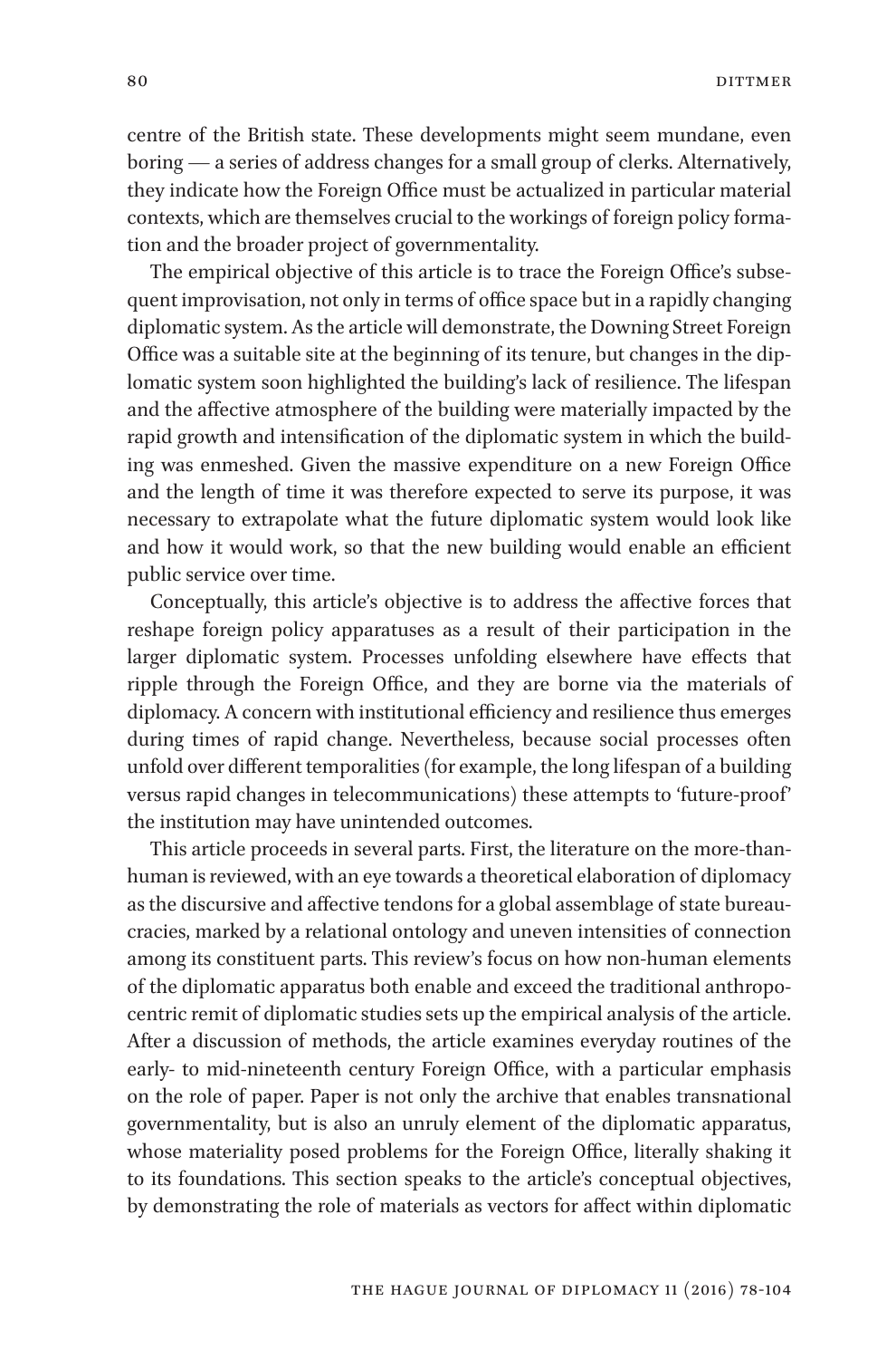centre of the British state. These developments might seem mundane, even boring — a series of address changes for a small group of clerks. Alternatively, they indicate how the Foreign Office must be actualized in particular material contexts, which are themselves crucial to the workings of foreign policy formation and the broader project of governmentality.

The empirical objective of this article is to trace the Foreign Office's subsequent improvisation, not only in terms of office space but in a rapidly changing diplomatic system. As the article will demonstrate, the Downing Street Foreign Office was a suitable site at the beginning of its tenure, but changes in the diplomatic system soon highlighted the building's lack of resilience. The lifespan and the affective atmosphere of the building were materially impacted by the rapid growth and intensification of the diplomatic system in which the building was enmeshed. Given the massive expenditure on a new Foreign Office and the length of time it was therefore expected to serve its purpose, it was necessary to extrapolate what the future diplomatic system would look like and how it would work, so that the new building would enable an efficient public service over time.

Conceptually, this article's objective is to address the affective forces that reshape foreign policy apparatuses as a result of their participation in the larger diplomatic system. Processes unfolding elsewhere have effects that ripple through the Foreign Office, and they are borne via the materials of diplomacy. A concern with institutional efficiency and resilience thus emerges during times of rapid change. Nevertheless, because social processes often unfold over different temporalities (for example, the long lifespan of a building versus rapid changes in telecommunications) these attempts to 'future-proof' the institution may have unintended outcomes.

This article proceeds in several parts. First, the literature on the more-than-human is reviewed, with an eye towards a theoretical elaboration of diplomacy as the discursive and affective tendons for a global assemblage of state bureaucracies, marked by a relational ontology and uneven intensities of connection among its constituent parts. This review's focus on how non-human elements of the diplomatic apparatus both enable and exceed the traditional anthropocentric remit of diplomatic studies sets up the empirical analysis of the article. After a discussion of methods, the article examines everyday routines of the early- to mid-nineteenth century Foreign Office, with a particular emphasis on the role of paper. Paper is not only the archive that enables transnational governmentality, but is also an unruly element of the diplomatic apparatus, whose materiality posed problems for the Foreign Office, literally shaking it to its foundations. This section speaks to the article's conceptual objectives, by demonstrating the role of materials as vectors for affect within diplomatic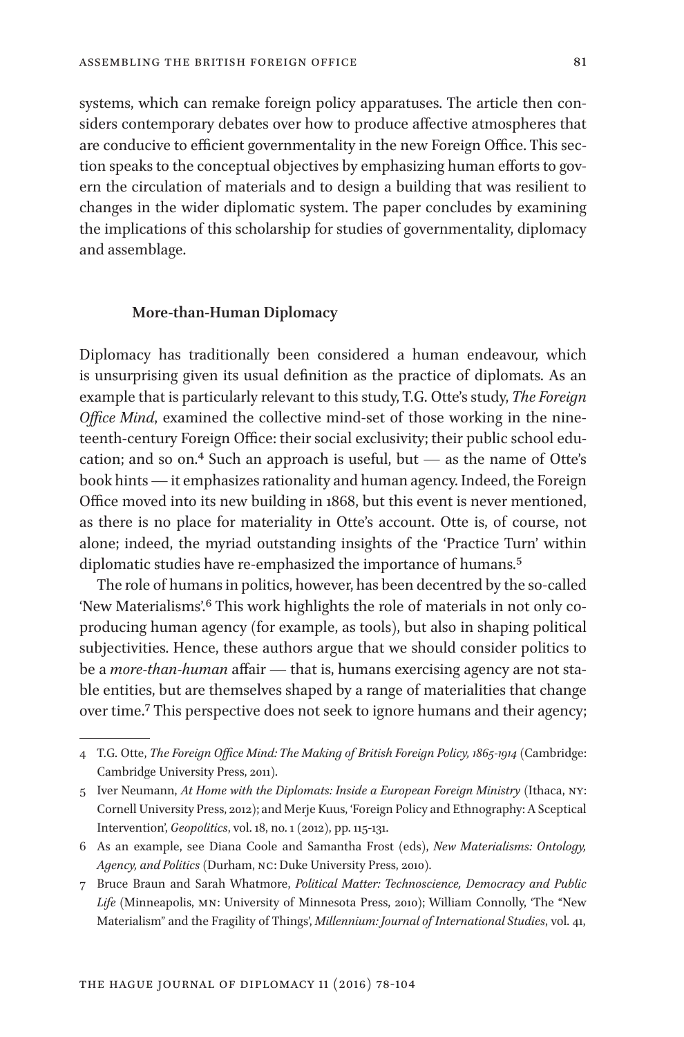systems, which can remake foreign policy apparatuses. The article then considers contemporary debates over how to produce affective atmospheres that are conducive to efficient governmentality in the new Foreign Office. This section speaks to the conceptual objectives by emphasizing human efforts to govern the circulation of materials and to design a building that was resilient to changes in the wider diplomatic system. The paper concludes by examining the implications of this scholarship for studies of governmentality, diplomacy and assemblage.

## More-than-Human Diplomacy

Diplomacy has traditionally been considered a human endeavour, which is unsurprising given its usual definition as the practice of diplomats. As an example that is particularly relevant to this study, T.G. Otte's study, *The Foreign Office Mind*, examined the collective mind-set of those working in the nineteenth-century Foreign Office: their social exclusivity; their public school education; and so on.[4] Such an approach is useful, but — as the name of Otte's book hints — it emphasizes rationality and human agency. Indeed, the Foreign Office moved into its new building in 1868, but this event is never mentioned, as there is no place for materiality in Otte's account. Otte is, of course, not alone; indeed, the myriad outstanding insights of the 'Practice Turn' within diplomatic studies have re-emphasized the importance of humans.[5]

The role of humans in politics, however, has been decentred by the so-called 'New Materialisms'.[6] This work highlights the role of materials in not only co-producing human agency (for example, as tools), but also in shaping political subjectivities. Hence, these authors argue that we should consider politics to be a *more-than-human* affair — that is, humans exercising agency are not stable entities, but are themselves shaped by a range of materialities that change over time.[7] This perspective does not seek to ignore humans and their agency;

---

4 T.G. Otte, *The Foreign Office Mind: The Making of British Foreign Policy, 1865-1914* (Cambridge: Cambridge University Press, 2011).

5 Iver Neumann, *At Home with the Diplomats: Inside a European Foreign Ministry* (Ithaca, NY: Cornell University Press, 2012); and Merje Kuus, 'Foreign Policy and Ethnography: A Sceptical Intervention', *Geopolitics*, vol. 18, no. 1 (2012), pp. 115-131.

6 As an example, see Diana Coole and Samantha Frost (eds), *New Materialisms: Ontology, Agency, and Politics* (Durham, NC: Duke University Press, 2010).

7 Bruce Braun and Sarah Whatmore, *Political Matter: Technoscience, Democracy and Public Life* (Minneapolis, MN: University of Minnesota Press, 2010); William Connolly, 'The "New Materialism" and the Fragility of Things', *Millennium: Journal of International Studies*, vol. 41,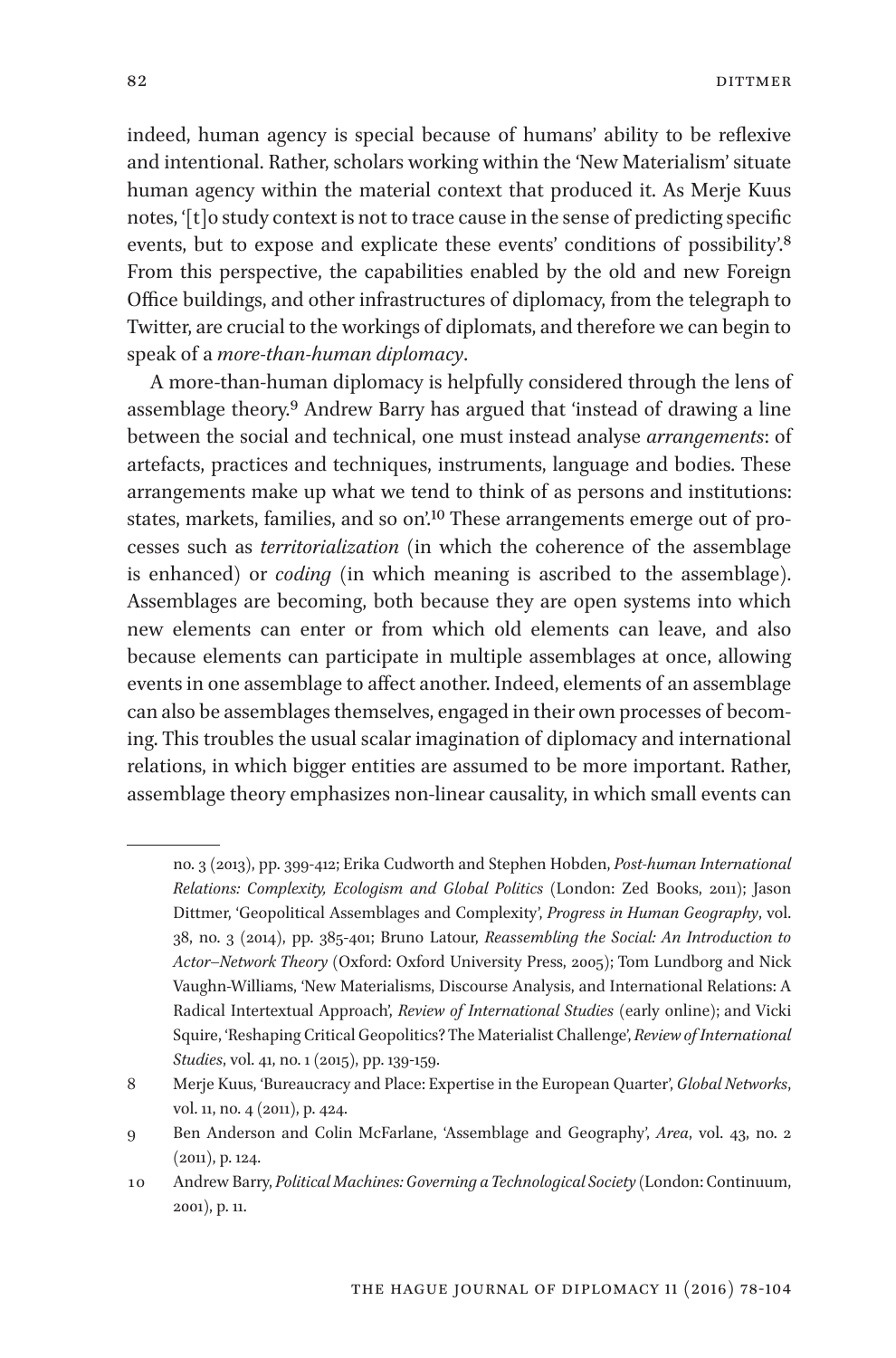indeed, human agency is special because of humans' ability to be reflexive and intentional. Rather, scholars working within the 'New Materialism' situate human agency within the material context that produced it. As Merje Kuus notes, '[t]o study context is not to trace cause in the sense of predicting specific events, but to expose and explicate these events' conditions of possibility'.[8] From this perspective, the capabilities enabled by the old and new Foreign Office buildings, and other infrastructures of diplomacy, from the telegraph to Twitter, are crucial to the workings of diplomats, and therefore we can begin to speak of a *more-than-human diplomacy*.

A more-than-human diplomacy is helpfully considered through the lens of assemblage theory.[9] Andrew Barry has argued that 'instead of drawing a line between the social and technical, one must instead analyse *arrangements*: of artefacts, practices and techniques, instruments, language and bodies. These arrangements make up what we tend to think of as persons and institutions: states, markets, families, and so on'.[10] These arrangements emerge out of processes such as *territorialization* (in which the coherence of the assemblage is enhanced) or *coding* (in which meaning is ascribed to the assemblage). Assemblages are becoming, both because they are open systems into which new elements can enter or from which old elements can leave, and also because elements can participate in multiple assemblages at once, allowing events in one assemblage to affect another. Indeed, elements of an assemblage can also be assemblages themselves, engaged in their own processes of becoming. This troubles the usual scalar imagination of diplomacy and international relations, in which bigger entities are assumed to be more important. Rather, assemblage theory emphasizes non-linear causality, in which small events can

---

no. 3 (2013), pp. 399-412; Erika Cudworth and Stephen Hobden, *Post-human International Relations: Complexity, Ecologism and Global Politics* (London: Zed Books, 2011); Jason Dittmer, 'Geopolitical Assemblages and Complexity', *Progress in Human Geography*, vol. 38, no. 3 (2014), pp. 385-401; Bruno Latour, *Reassembling the Social: An Introduction to Actor–Network Theory* (Oxford: Oxford University Press, 2005); Tom Lundborg and Nick Vaughn-Williams, 'New Materialisms, Discourse Analysis, and International Relations: A Radical Intertextual Approach', *Review of International Studies* (early online); and Vicki Squire, 'Reshaping Critical Geopolitics? The Materialist Challenge', *Review of International Studies*, vol. 41, no. 1 (2015), pp. 139-159.

8 Merje Kuus, 'Bureaucracy and Place: Expertise in the European Quarter', *Global Networks*, vol. 11, no. 4 (2011), p. 424.

9 Ben Anderson and Colin McFarlane, 'Assemblage and Geography', *Area*, vol. 43, no. 2 (2011), p. 124.

10 Andrew Barry, *Political Machines: Governing a Technological Society* (London: Continuum, 2001), p. 11.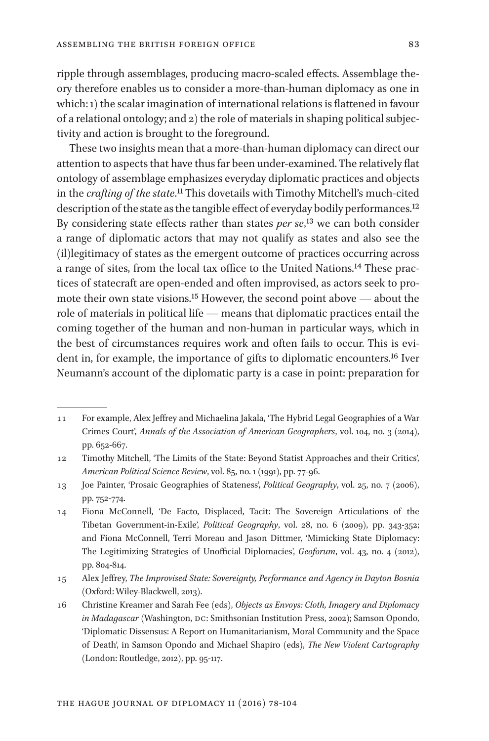ripple through assemblages, producing macro-scaled effects. Assemblage theory therefore enables us to consider a more-than-human diplomacy as one in which: 1) the scalar imagination of international relations is flattened in favour of a relational ontology; and 2) the role of materials in shaping political subjectivity and action is brought to the foreground.

These two insights mean that a more-than-human diplomacy can direct our attention to aspects that have thus far been under-examined. The relatively flat ontology of assemblage emphasizes everyday diplomatic practices and objects in the *crafting of the state*.[11] This dovetails with Timothy Mitchell's much-cited description of the state as the tangible effect of everyday bodily performances.[12] By considering state effects rather than states *per se*,[13] we can both consider a range of diplomatic actors that may not qualify as states and also see the (il)legitimacy of states as the emergent outcome of practices occurring across a range of sites, from the local tax office to the United Nations.[14] These practices of statecraft are open-ended and often improvised, as actors seek to promote their own state visions.[15] However, the second point above — about the role of materials in political life — means that diplomatic practices entail the coming together of the human and non-human in particular ways, which in the best of circumstances requires work and often fails to occur. This is evident in, for example, the importance of gifts to diplomatic encounters.[16] Iver Neumann's account of the diplomatic party is a case in point: preparation for

---

11 For example, Alex Jeffrey and Michaelina Jakala, 'The Hybrid Legal Geographies of a War Crimes Court', *Annals of the Association of American Geographers*, vol. 104, no. 3 (2014), pp. 652-667.

12 Timothy Mitchell, 'The Limits of the State: Beyond Statist Approaches and their Critics', *American Political Science Review*, vol. 85, no. 1 (1991), pp. 77-96.

13 Joe Painter, 'Prosaic Geographies of Stateness', *Political Geography*, vol. 25, no. 7 (2006), pp. 752-774.

14 Fiona McConnell, 'De Facto, Displaced, Tacit: The Sovereign Articulations of the Tibetan Government-in-Exile', *Political Geography*, vol. 28, no. 6 (2009), pp. 343-352; and Fiona McConnell, Terri Moreau and Jason Dittmer, 'Mimicking State Diplomacy: The Legitimizing Strategies of Unofficial Diplomacies', *Geoforum*, vol. 43, no. 4 (2012), pp. 804-814.

15 Alex Jeffrey, *The Improvised State: Sovereignty, Performance and Agency in Dayton Bosnia* (Oxford: Wiley-Blackwell, 2013).

16 Christine Kreamer and Sarah Fee (eds), *Objects as Envoys: Cloth, Imagery and Diplomacy in Madagascar* (Washington, DC: Smithsonian Institution Press, 2002); Samson Opondo, 'Diplomatic Dissensus: A Report on Humanitarianism, Moral Community and the Space of Death', in Samson Opondo and Michael Shapiro (eds), *The New Violent Cartography* (London: Routledge, 2012), pp. 95-117.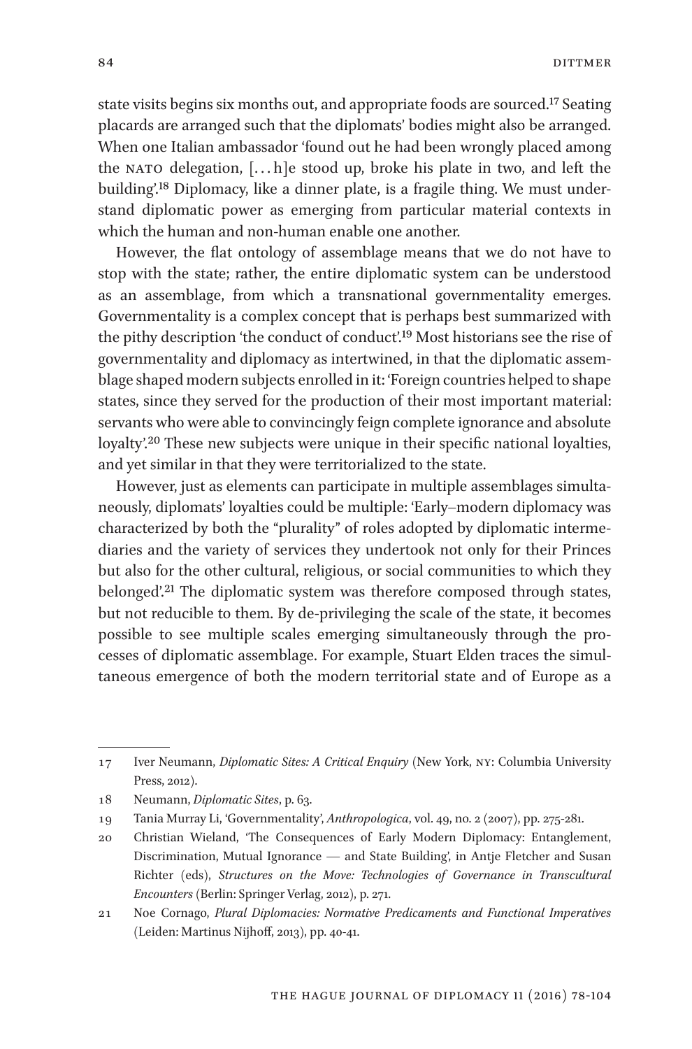state visits begins six months out, and appropriate foods are sourced.[17] Seating placards are arranged such that the diplomats' bodies might also be arranged. When one Italian ambassador 'found out he had been wrongly placed among the NATO delegation, [. . . h]e stood up, broke his plate in two, and left the building'.[18] Diplomacy, like a dinner plate, is a fragile thing. We must understand diplomatic power as emerging from particular material contexts in which the human and non-human enable one another.

However, the flat ontology of assemblage means that we do not have to stop with the state; rather, the entire diplomatic system can be understood as an assemblage, from which a transnational governmentality emerges. Governmentality is a complex concept that is perhaps best summarized with the pithy description 'the conduct of conduct'.[19] Most historians see the rise of governmentality and diplomacy as intertwined, in that the diplomatic assemblage shaped modern subjects enrolled in it: 'Foreign countries helped to shape states, since they served for the production of their most important material: servants who were able to convincingly feign complete ignorance and absolute loyalty'.[20] These new subjects were unique in their specific national loyalties, and yet similar in that they were territorialized to the state.

However, just as elements can participate in multiple assemblages simultaneously, diplomats' loyalties could be multiple: 'Early–modern diplomacy was characterized by both the "plurality" of roles adopted by diplomatic intermediaries and the variety of services they undertook not only for their Princes but also for the other cultural, religious, or social communities to which they belonged'.[21] The diplomatic system was therefore composed through states, but not reducible to them. By de-privileging the scale of the state, it becomes possible to see multiple scales emerging simultaneously through the processes of diplomatic assemblage. For example, Stuart Elden traces the simultaneous emergence of both the modern territorial state and of Europe as a

---

17 Iver Neumann, *Diplomatic Sites: A Critical Enquiry* (New York, NY: Columbia University Press, 2012).

18 Neumann, *Diplomatic Sites*, p. 63.

19 Tania Murray Li, 'Governmentality', *Anthropologica*, vol. 49, no. 2 (2007), pp. 275-281.

20 Christian Wieland, 'The Consequences of Early Modern Diplomacy: Entanglement, Discrimination, Mutual Ignorance — and State Building', in Antje Fletcher and Susan Richter (eds), *Structures on the Move: Technologies of Governance in Transcultural Encounters* (Berlin: Springer Verlag, 2012), p. 271.

21 Noe Cornago, *Plural Diplomacies: Normative Predicaments and Functional Imperatives* (Leiden: Martinus Nijhoff, 2013), pp. 40-41.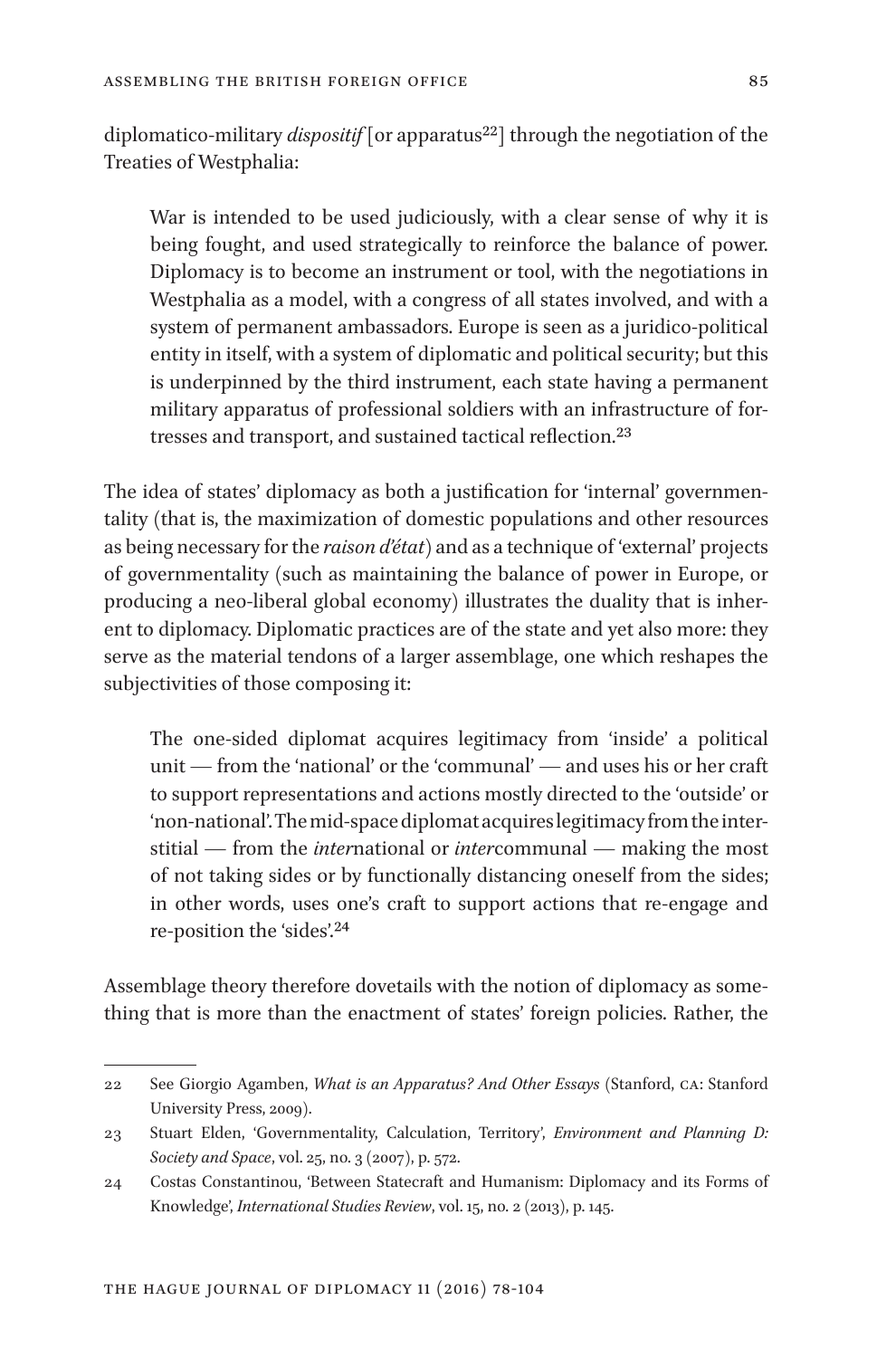diplomatico-military *dispositif* [or apparatus[22]] through the negotiation of the Treaties of Westphalia:

> War is intended to be used judiciously, with a clear sense of why it is being fought, and used strategically to reinforce the balance of power. Diplomacy is to become an instrument or tool, with the negotiations in Westphalia as a model, with a congress of all states involved, and with a system of permanent ambassadors. Europe is seen as a juridico-political entity in itself, with a system of diplomatic and political security; but this is underpinned by the third instrument, each state having a permanent military apparatus of professional soldiers with an infrastructure of fortresses and transport, and sustained tactical reflection.[23]

The idea of states' diplomacy as both a justification for 'internal' governmentality (that is, the maximization of domestic populations and other resources as being necessary for the *raison d'état*) and as a technique of 'external' projects of governmentality (such as maintaining the balance of power in Europe, or producing a neo-liberal global economy) illustrates the duality that is inherent to diplomacy. Diplomatic practices are of the state and yet also more: they serve as the material tendons of a larger assemblage, one which reshapes the subjectivities of those composing it:

> The one-sided diplomat acquires legitimacy from 'inside' a political unit — from the 'national' or the 'communal' — and uses his or her craft to support representations and actions mostly directed to the 'outside' or 'non-national'. The mid-space diplomat acquires legitimacy from the interstitial — from the *inter*national or *inter*communal — making the most of not taking sides or by functionally distancing oneself from the sides; in other words, uses one's craft to support actions that re-engage and re-position the 'sides'.[24]

Assemblage theory therefore dovetails with the notion of diplomacy as something that is more than the enactment of states' foreign policies. Rather, the

---

22 See Giorgio Agamben, *What is an Apparatus? And Other Essays* (Stanford, CA: Stanford University Press, 2009).

23 Stuart Elden, 'Governmentality, Calculation, Territory', *Environment and Planning D: Society and Space*, vol. 25, no. 3 (2007), p. 572.

24 Costas Constantinou, 'Between Statecraft and Humanism: Diplomacy and its Forms of Knowledge', *International Studies Review*, vol. 15, no. 2 (2013), p. 145.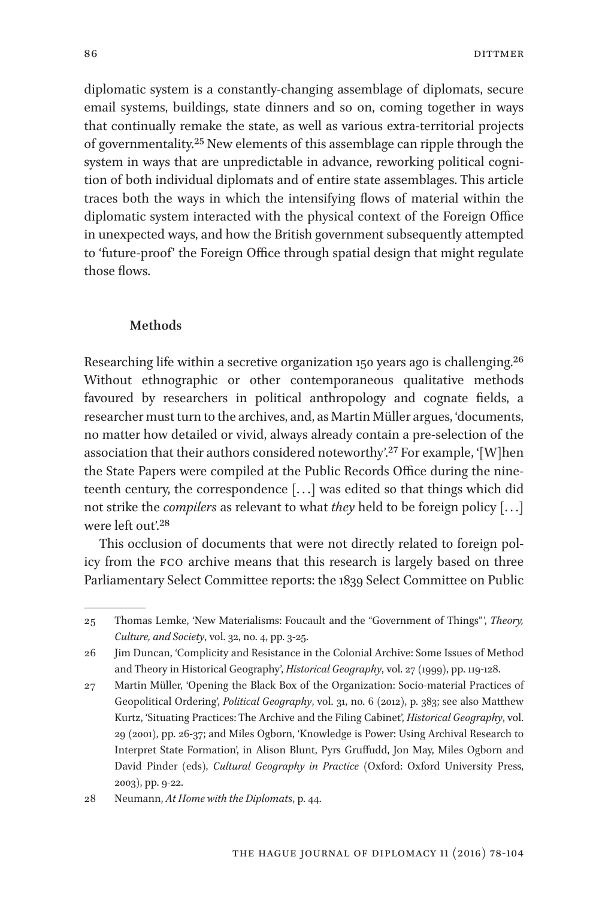diplomatic system is a constantly-changing assemblage of diplomats, secure email systems, buildings, state dinners and so on, coming together in ways that continually remake the state, as well as various extra-territorial projects of governmentality.[25] New elements of this assemblage can ripple through the system in ways that are unpredictable in advance, reworking political cognition of both individual diplomats and of entire state assemblages. This article traces both the ways in which the intensifying flows of material within the diplomatic system interacted with the physical context of the Foreign Office in unexpected ways, and how the British government subsequently attempted to 'future-proof' the Foreign Office through spatial design that might regulate those flows.

## Methods

Researching life within a secretive organization 150 years ago is challenging.[26] Without ethnographic or other contemporaneous qualitative methods favoured by researchers in political anthropology and cognate fields, a researcher must turn to the archives, and, as Martin Müller argues, 'documents, no matter how detailed or vivid, always already contain a pre-selection of the association that their authors considered noteworthy'.[27] For example, '[W]hen the State Papers were compiled at the Public Records Office during the nineteenth century, the correspondence [...] was edited so that things which did not strike the *compilers* as relevant to what *they* held to be foreign policy [...] were left out'.[28]

This occlusion of documents that were not directly related to foreign policy from the FCO archive means that this research is largely based on three Parliamentary Select Committee reports: the 1839 Select Committee on Public

---

25 Thomas Lemke, 'New Materialisms: Foucault and the "Government of Things"', *Theory, Culture, and Society*, vol. 32, no. 4, pp. 3-25.

26 Jim Duncan, 'Complicity and Resistance in the Colonial Archive: Some Issues of Method and Theory in Historical Geography', *Historical Geography*, vol. 27 (1999), pp. 119-128.

27 Martin Müller, 'Opening the Black Box of the Organization: Socio-material Practices of Geopolitical Ordering', *Political Geography*, vol. 31, no. 6 (2012), p. 383; see also Matthew Kurtz, 'Situating Practices: The Archive and the Filing Cabinet', *Historical Geography*, vol. 29 (2001), pp. 26-37; and Miles Ogborn, 'Knowledge is Power: Using Archival Research to Interpret State Formation', in Alison Blunt, Pyrs Gruffudd, Jon May, Miles Ogborn and David Pinder (eds), *Cultural Geography in Practice* (Oxford: Oxford University Press, 2003), pp. 9-22.

28 Neumann, *At Home with the Diplomats*, p. 44.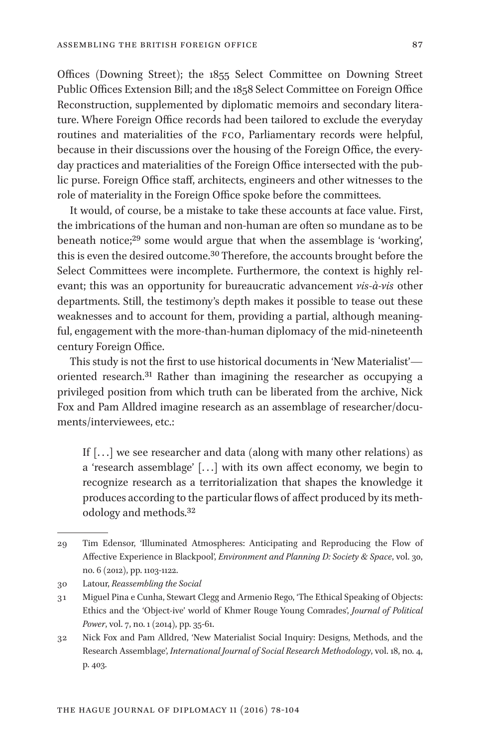Offices (Downing Street); the 1855 Select Committee on Downing Street Public Offices Extension Bill; and the 1858 Select Committee on Foreign Office Reconstruction, supplemented by diplomatic memoirs and secondary literature. Where Foreign Office records had been tailored to exclude the everyday routines and materialities of the FCO, Parliamentary records were helpful, because in their discussions over the housing of the Foreign Office, the everyday practices and materialities of the Foreign Office intersected with the public purse. Foreign Office staff, architects, engineers and other witnesses to the role of materiality in the Foreign Office spoke before the committees.

It would, of course, be a mistake to take these accounts at face value. First, the imbrications of the human and non-human are often so mundane as to be beneath notice;[29] some would argue that when the assemblage is 'working', this is even the desired outcome.[30] Therefore, the accounts brought before the Select Committees were incomplete. Furthermore, the context is highly relevant; this was an opportunity for bureaucratic advancement *vis-à-vis* other departments. Still, the testimony's depth makes it possible to tease out these weaknesses and to account for them, providing a partial, although meaningful, engagement with the more-than-human diplomacy of the mid-nineteenth century Foreign Office.

This study is not the first to use historical documents in 'New Materialist'—oriented research.[31] Rather than imagining the researcher as occupying a privileged position from which truth can be liberated from the archive, Nick Fox and Pam Alldred imagine research as an assemblage of researcher/documents/interviewees, etc.:

> If [...] we see researcher and data (along with many other relations) as a 'research assemblage' [...] with its own affect economy, we begin to recognize research as a territorialization that shapes the knowledge it produces according to the particular flows of affect produced by its methodology and methods.[32]

---

29 Tim Edensor, 'Illuminated Atmospheres: Anticipating and Reproducing the Flow of Affective Experience in Blackpool', *Environment and Planning D: Society & Space*, vol. 30, no. 6 (2012), pp. 1103-1122.

30 Latour, *Reassembling the Social*

31 Miguel Pina e Cunha, Stewart Clegg and Armenio Rego, 'The Ethical Speaking of Objects: Ethics and the 'Object-ive' world of Khmer Rouge Young Comrades', *Journal of Political Power*, vol. 7, no. 1 (2014), pp. 35-61.

32 Nick Fox and Pam Alldred, 'New Materialist Social Inquiry: Designs, Methods, and the Research Assemblage', *International Journal of Social Research Methodology*, vol. 18, no. 4, p. 403.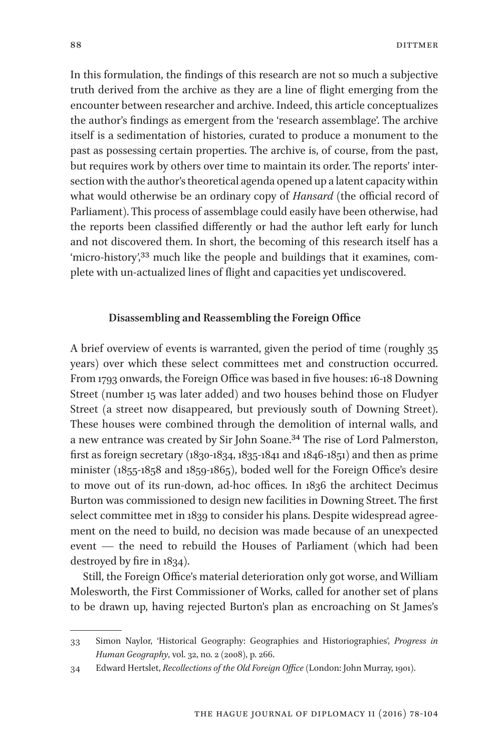In this formulation, the findings of this research are not so much a subjective truth derived from the archive as they are a line of flight emerging from the encounter between researcher and archive. Indeed, this article conceptualizes the author's findings as emergent from the 'research assemblage'. The archive itself is a sedimentation of histories, curated to produce a monument to the past as possessing certain properties. The archive is, of course, from the past, but requires work by others over time to maintain its order. The reports' intersection with the author's theoretical agenda opened up a latent capacity within what would otherwise be an ordinary copy of *Hansard* (the official record of Parliament). This process of assemblage could easily have been otherwise, had the reports been classified differently or had the author left early for lunch and not discovered them. In short, the becoming of this research itself has a 'micro-history',[33] much like the people and buildings that it examines, complete with un-actualized lines of flight and capacities yet undiscovered.

## Disassembling and Reassembling the Foreign Office

A brief overview of events is warranted, given the period of time (roughly 35 years) over which these select committees met and construction occurred. From 1793 onwards, the Foreign Office was based in five houses: 16-18 Downing Street (number 15 was later added) and two houses behind those on Fludyer Street (a street now disappeared, but previously south of Downing Street). These houses were combined through the demolition of internal walls, and a new entrance was created by Sir John Soane.[34] The rise of Lord Palmerston, first as foreign secretary (1830-1834, 1835-1841 and 1846-1851) and then as prime minister (1855-1858 and 1859-1865), boded well for the Foreign Office's desire to move out of its run-down, ad-hoc offices. In 1836 the architect Decimus Burton was commissioned to design new facilities in Downing Street. The first select committee met in 1839 to consider his plans. Despite widespread agreement on the need to build, no decision was made because of an unexpected event — the need to rebuild the Houses of Parliament (which had been destroyed by fire in 1834).

Still, the Foreign Office's material deterioration only got worse, and William Molesworth, the First Commissioner of Works, called for another set of plans to be drawn up, having rejected Burton's plan as encroaching on St James's

---

33 Simon Naylor, 'Historical Geography: Geographies and Historiographies', *Progress in Human Geography*, vol. 32, no. 2 (2008), p. 266.

34 Edward Hertslet, *Recollections of the Old Foreign Office* (London: John Murray, 1901).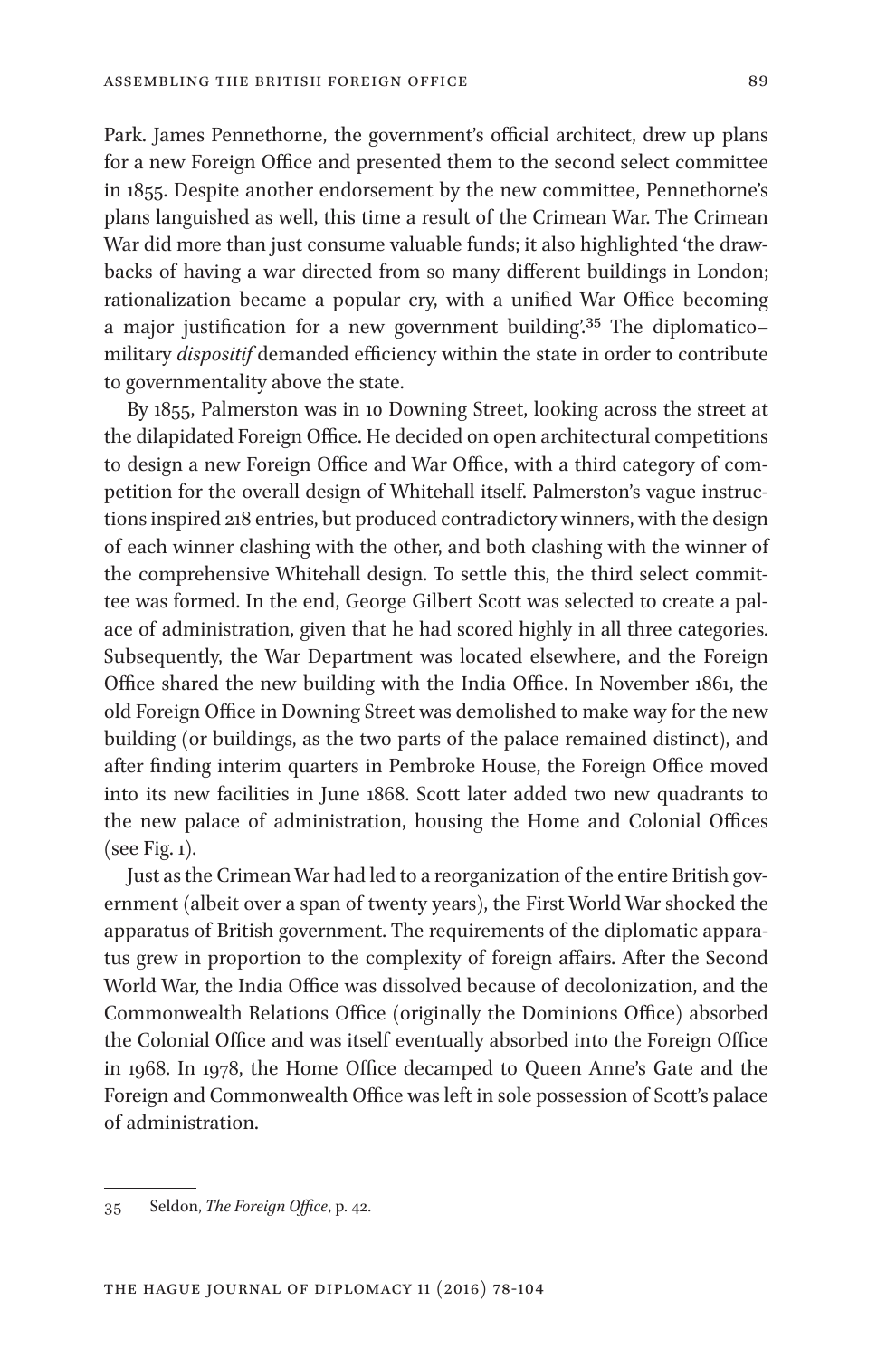Park. James Pennethorne, the government's official architect, drew up plans for a new Foreign Office and presented them to the second select committee in 1855. Despite another endorsement by the new committee, Pennethorne's plans languished as well, this time a result of the Crimean War. The Crimean War did more than just consume valuable funds; it also highlighted 'the drawbacks of having a war directed from so many different buildings in London; rationalization became a popular cry, with a unified War Office becoming a major justification for a new government building'.[35] The diplomatico–military *dispositif* demanded efficiency within the state in order to contribute to governmentality above the state.

By 1855, Palmerston was in 10 Downing Street, looking across the street at the dilapidated Foreign Office. He decided on open architectural competitions to design a new Foreign Office and War Office, with a third category of competition for the overall design of Whitehall itself. Palmerston's vague instructions inspired 218 entries, but produced contradictory winners, with the design of each winner clashing with the other, and both clashing with the winner of the comprehensive Whitehall design. To settle this, the third select committee was formed. In the end, George Gilbert Scott was selected to create a palace of administration, given that he had scored highly in all three categories. Subsequently, the War Department was located elsewhere, and the Foreign Office shared the new building with the India Office. In November 1861, the old Foreign Office in Downing Street was demolished to make way for the new building (or buildings, as the two parts of the palace remained distinct), and after finding interim quarters in Pembroke House, the Foreign Office moved into its new facilities in June 1868. Scott later added two new quadrants to the new palace of administration, housing the Home and Colonial Offices (see Fig. 1).

Just as the Crimean War had led to a reorganization of the entire British government (albeit over a span of twenty years), the First World War shocked the apparatus of British government. The requirements of the diplomatic apparatus grew in proportion to the complexity of foreign affairs. After the Second World War, the India Office was dissolved because of decolonization, and the Commonwealth Relations Office (originally the Dominions Office) absorbed the Colonial Office and was itself eventually absorbed into the Foreign Office in 1968. In 1978, the Home Office decamped to Queen Anne's Gate and the Foreign and Commonwealth Office was left in sole possession of Scott's palace of administration.

---

35 Seldon, *The Foreign Office*, p. 42.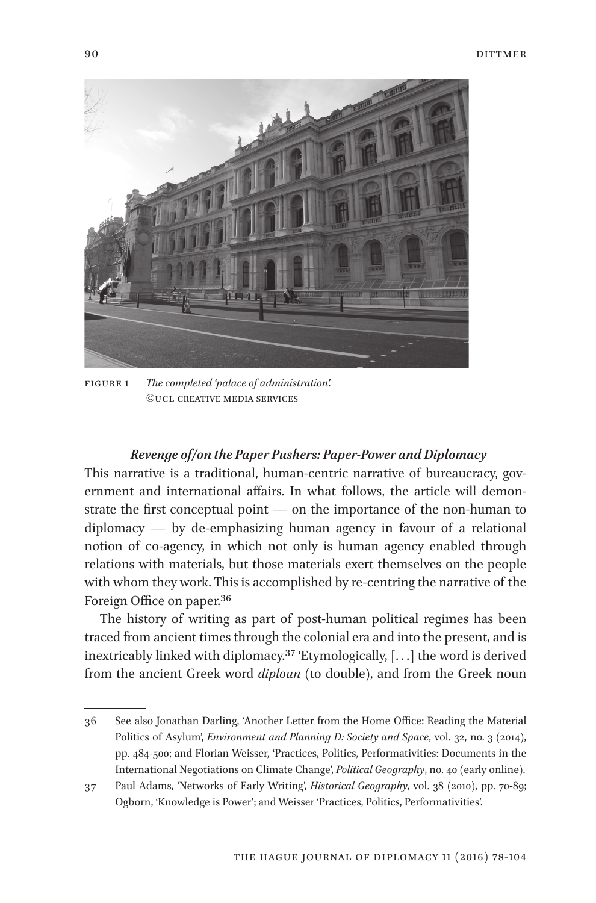FIGURE 1 *The completed 'palace of administration'.*
©UCL CREATIVE MEDIA SERVICES

### *Revenge of/on the Paper Pushers: Paper-Power and Diplomacy*

This narrative is a traditional, human-centric narrative of bureaucracy, government and international affairs. In what follows, the article will demonstrate the first conceptual point — on the importance of the non-human to diplomacy — by de-emphasizing human agency in favour of a relational notion of co-agency, in which not only is human agency enabled through relations with materials, but those materials exert themselves on the people with whom they work. This is accomplished by re-centring the narrative of the Foreign Office on paper.[36]

The history of writing as part of post-human political regimes has been traced from ancient times through the colonial era and into the present, and is inextricably linked with diplomacy.[37] 'Etymologically, [...] the word is derived from the ancient Greek word *diploun* (to double), and from the Greek noun

---

36 See also Jonathan Darling, 'Another Letter from the Home Office: Reading the Material Politics of Asylum', *Environment and Planning D: Society and Space*, vol. 32, no. 3 (2014), pp. 484-500; and Florian Weisser, 'Practices, Politics, Performativities: Documents in the International Negotiations on Climate Change', *Political Geography*, no. 40 (early online).

37 Paul Adams, 'Networks of Early Writing', *Historical Geography*, vol. 38 (2010), pp. 70-89; Ogborn, 'Knowledge is Power'; and Weisser 'Practices, Politics, Performativities'.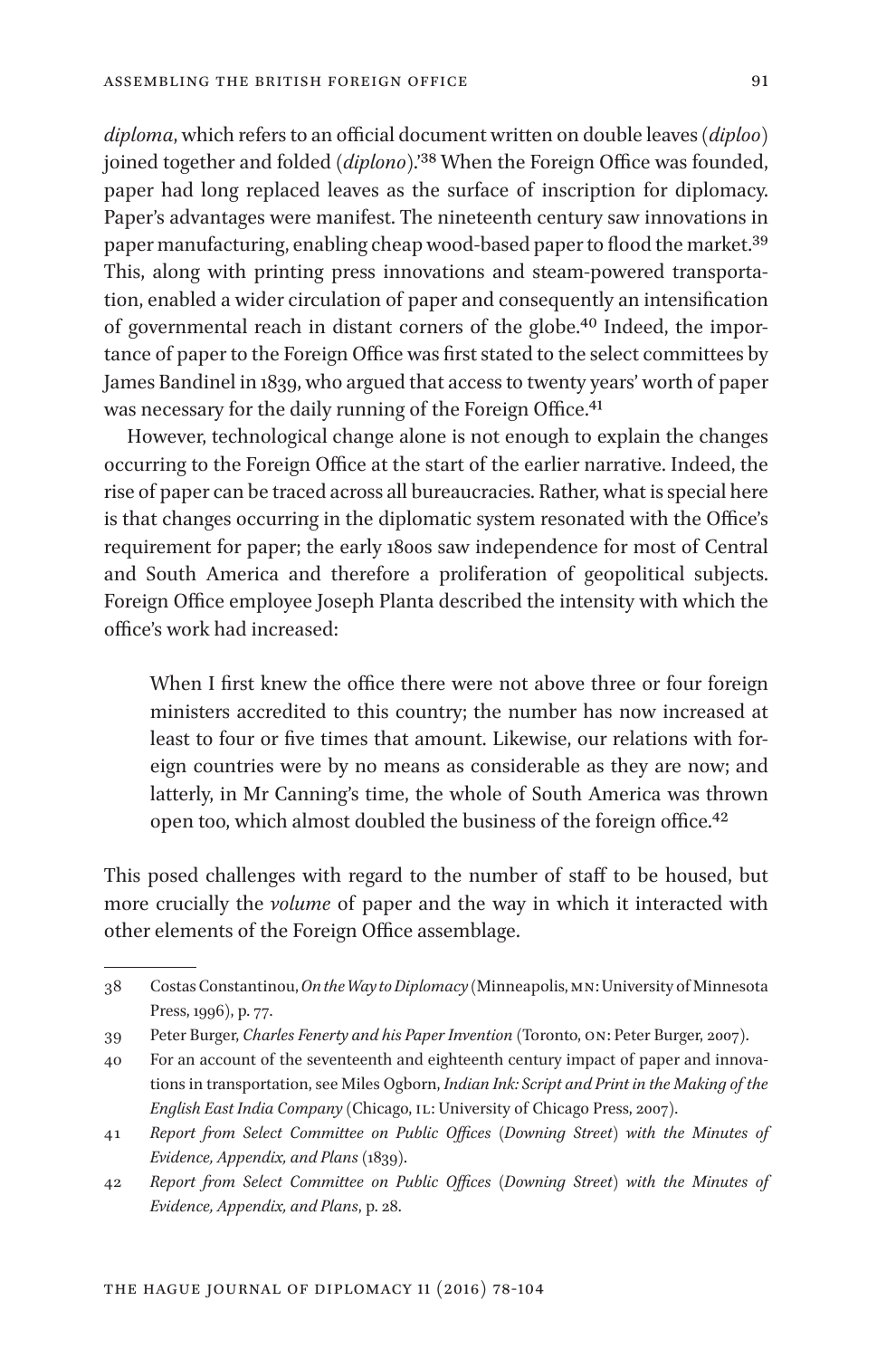*diploma*, which refers to an official document written on double leaves (*diploo*) joined together and folded (*diplono*).'[38] When the Foreign Office was founded, paper had long replaced leaves as the surface of inscription for diplomacy. Paper's advantages were manifest. The nineteenth century saw innovations in paper manufacturing, enabling cheap wood-based paper to flood the market.[39] This, along with printing press innovations and steam-powered transportation, enabled a wider circulation of paper and consequently an intensification of governmental reach in distant corners of the globe.[40] Indeed, the importance of paper to the Foreign Office was first stated to the select committees by James Bandinel in 1839, who argued that access to twenty years' worth of paper was necessary for the daily running of the Foreign Office.[41]

However, technological change alone is not enough to explain the changes occurring to the Foreign Office at the start of the earlier narrative. Indeed, the rise of paper can be traced across all bureaucracies. Rather, what is special here is that changes occurring in the diplomatic system resonated with the Office's requirement for paper; the early 1800s saw independence for most of Central and South America and therefore a proliferation of geopolitical subjects. Foreign Office employee Joseph Planta described the intensity with which the office's work had increased:

> When I first knew the office there were not above three or four foreign ministers accredited to this country; the number has now increased at least to four or five times that amount. Likewise, our relations with foreign countries were by no means as considerable as they are now; and latterly, in Mr Canning's time, the whole of South America was thrown open too, which almost doubled the business of the foreign office.[42]

This posed challenges with regard to the number of staff to be housed, but more crucially the *volume* of paper and the way in which it interacted with other elements of the Foreign Office assemblage.

---

38 Costas Constantinou, *On the Way to Diplomacy* (Minneapolis, MN: University of Minnesota Press, 1996), p. 77.

39 Peter Burger, *Charles Fenerty and his Paper Invention* (Toronto, ON: Peter Burger, 2007).

40 For an account of the seventeenth and eighteenth century impact of paper and innovations in transportation, see Miles Ogborn, *Indian Ink: Script and Print in the Making of the English East India Company* (Chicago, IL: University of Chicago Press, 2007).

41 *Report from Select Committee on Public Offices (Downing Street) with the Minutes of Evidence, Appendix, and Plans* (1839).

42 *Report from Select Committee on Public Offices (Downing Street) with the Minutes of Evidence, Appendix, and Plans*, p. 28.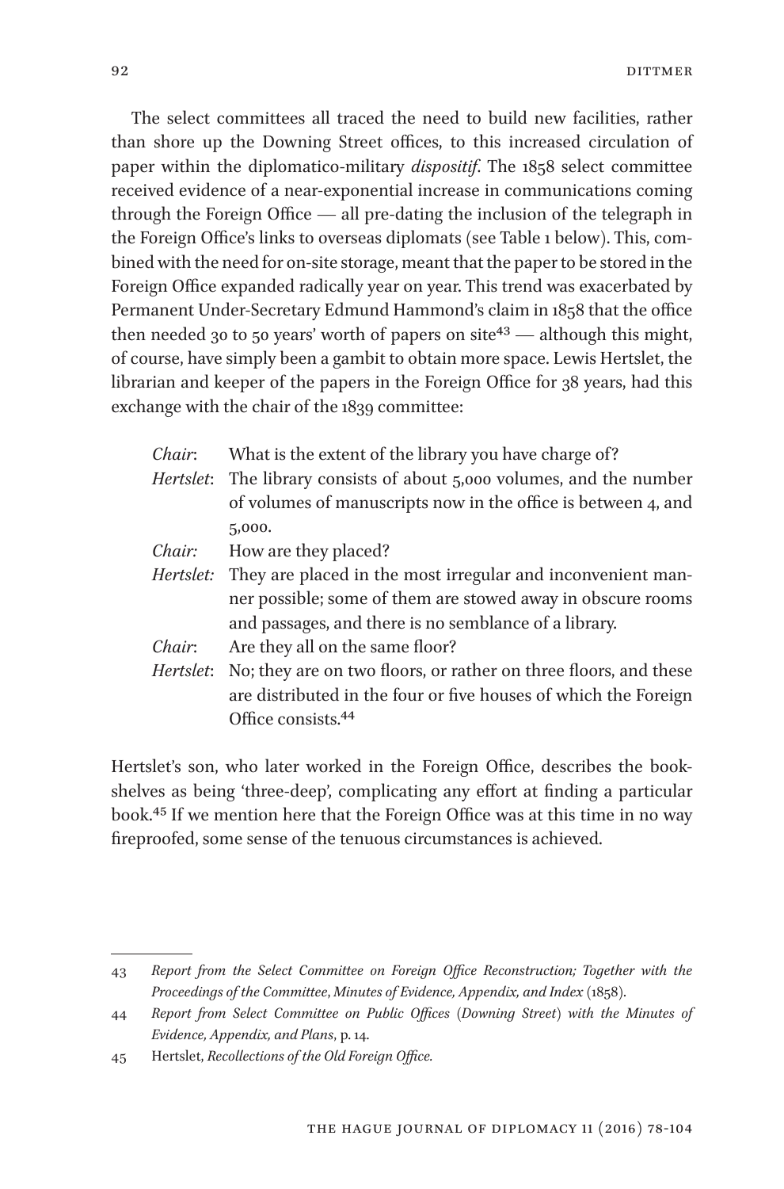The select committees all traced the need to build new facilities, rather than shore up the Downing Street offices, to this increased circulation of paper within the diplomatico-military *dispositif*. The 1858 select committee received evidence of a near-exponential increase in communications coming through the Foreign Office — all pre-dating the inclusion of the telegraph in the Foreign Office's links to overseas diplomats (see Table 1 below). This, combined with the need for on-site storage, meant that the paper to be stored in the Foreign Office expanded radically year on year. This trend was exacerbated by Permanent Under-Secretary Edmund Hammond's claim in 1858 that the office then needed 30 to 50 years' worth of papers on site[43] — although this might, of course, have simply been a gambit to obtain more space. Lewis Hertslet, the librarian and keeper of the papers in the Foreign Office for 38 years, had this exchange with the chair of the 1839 committee:

> *Chair*: What is the extent of the library you have charge of?
>
> *Hertslet*: The library consists of about 5,000 volumes, and the number of volumes of manuscripts now in the office is between 4, and 5,000.
>
> *Chair:* How are they placed?
>
> *Hertslet:* They are placed in the most irregular and inconvenient manner possible; some of them are stowed away in obscure rooms and passages, and there is no semblance of a library.
>
> *Chair*: Are they all on the same floor?
>
> *Hertslet*: No; they are on two floors, or rather on three floors, and these are distributed in the four or five houses of which the Foreign Office consists.[44]

Hertslet's son, who later worked in the Foreign Office, describes the bookshelves as being 'three-deep', complicating any effort at finding a particular book.[45] If we mention here that the Foreign Office was at this time in no way fireproofed, some sense of the tenuous circumstances is achieved.

---

43 *Report from the Select Committee on Foreign Office Reconstruction; Together with the Proceedings of the Committee, Minutes of Evidence, Appendix, and Index* (1858).

44 *Report from Select Committee on Public Offices (Downing Street) with the Minutes of Evidence, Appendix, and Plans*, p. 14.

45 Hertslet, *Recollections of the Old Foreign Office.*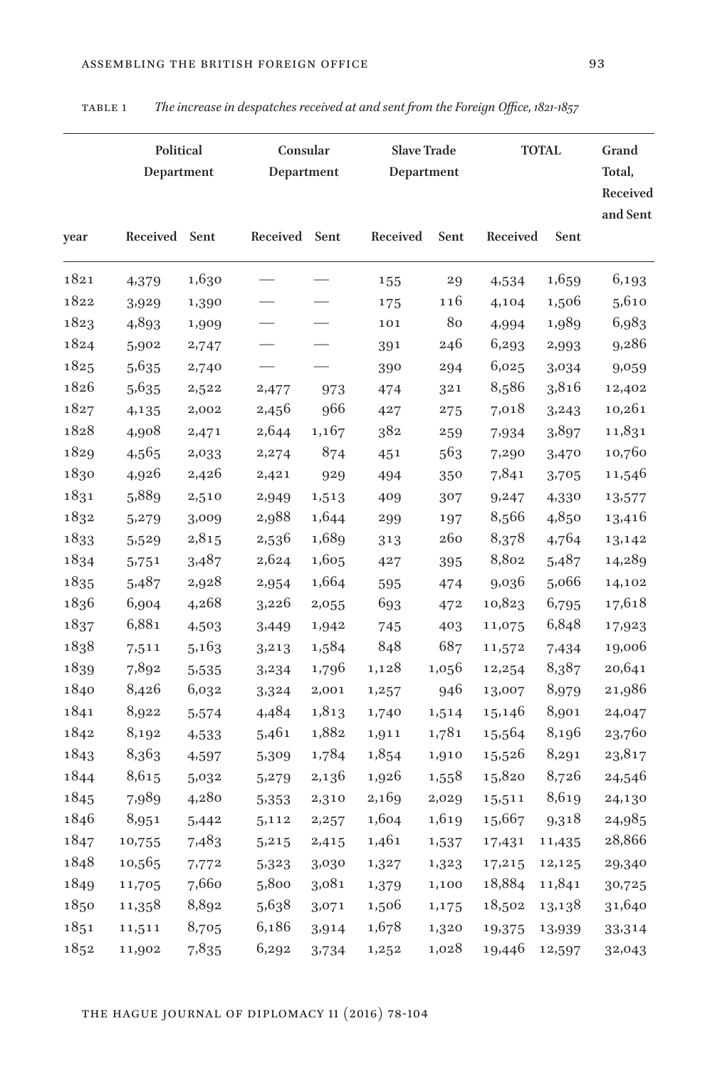TABLE 1 *The increase in despatches received at and sent from the Foreign Office, 1821-1857*

| year | Political Department | | Consular Department | | Slave Trade Department | | TOTAL | | Grand Total, Received and Sent |
|---|---|---|---|---|---|---|---|---|---|
| | Received | Sent | Received | Sent | Received | Sent | Received | Sent | |
| 1821 | 4,379 | 1,630 | — | — | 155 | 29 | 4,534 | 1,659 | 6,193 |
| 1822 | 3,929 | 1,390 | — | — | 175 | 116 | 4,104 | 1,506 | 5,610 |
| 1823 | 4,893 | 1,909 | — | — | 101 | 80 | 4,994 | 1,989 | 6,983 |
| 1824 | 5,902 | 2,747 | — | — | 391 | 246 | 6,293 | 2,993 | 9,286 |
| 1825 | 5,635 | 2,740 | — | — | 390 | 294 | 6,025 | 3,034 | 9,059 |
| 1826 | 5,635 | 2,522 | 2,477 | 973 | 474 | 321 | 8,586 | 3,816 | 12,402 |
| 1827 | 4,135 | 2,002 | 2,456 | 966 | 427 | 275 | 7,018 | 3,243 | 10,261 |
| 1828 | 4,908 | 2,471 | 2,644 | 1,167 | 382 | 259 | 7,934 | 3,897 | 11,831 |
| 1829 | 4,565 | 2,033 | 2,274 | 874 | 451 | 563 | 7,290 | 3,470 | 10,760 |
| 1830 | 4,926 | 2,426 | 2,421 | 929 | 494 | 350 | 7,841 | 3,705 | 11,546 |
| 1831 | 5,889 | 2,510 | 2,949 | 1,513 | 409 | 307 | 9,247 | 4,330 | 13,577 |
| 1832 | 5,279 | 3,009 | 2,988 | 1,644 | 299 | 197 | 8,566 | 4,850 | 13,416 |
| 1833 | 5,529 | 2,815 | 2,536 | 1,689 | 313 | 260 | 8,378 | 4,764 | 13,142 |
| 1834 | 5,751 | 3,487 | 2,624 | 1,605 | 427 | 395 | 8,802 | 5,487 | 14,289 |
| 1835 | 5,487 | 2,928 | 2,954 | 1,664 | 595 | 474 | 9,036 | 5,066 | 14,102 |
| 1836 | 6,904 | 4,268 | 3,226 | 2,055 | 693 | 472 | 10,823 | 6,795 | 17,618 |
| 1837 | 6,881 | 4,503 | 3,449 | 1,942 | 745 | 403 | 11,075 | 6,848 | 17,923 |
| 1838 | 7,511 | 5,163 | 3,213 | 1,584 | 848 | 687 | 11,572 | 7,434 | 19,006 |
| 1839 | 7,892 | 5,535 | 3,234 | 1,796 | 1,128 | 1,056 | 12,254 | 8,387 | 20,641 |
| 1840 | 8,426 | 6,032 | 3,324 | 2,001 | 1,257 | 946 | 13,007 | 8,979 | 21,986 |
| 1841 | 8,922 | 5,574 | 4,484 | 1,813 | 1,740 | 1,514 | 15,146 | 8,901 | 24,047 |
| 1842 | 8,192 | 4,533 | 5,461 | 1,882 | 1,911 | 1,781 | 15,564 | 8,196 | 23,760 |
| 1843 | 8,363 | 4,597 | 5,309 | 1,784 | 1,854 | 1,910 | 15,526 | 8,291 | 23,817 |
| 1844 | 8,615 | 5,032 | 5,279 | 2,136 | 1,926 | 1,558 | 15,820 | 8,726 | 24,546 |
| 1845 | 7,989 | 4,280 | 5,353 | 2,310 | 2,169 | 2,029 | 15,511 | 8,619 | 24,130 |
| 1846 | 8,951 | 5,442 | 5,112 | 2,257 | 1,604 | 1,619 | 15,667 | 9,318 | 24,985 |
| 1847 | 10,755 | 7,483 | 5,215 | 2,415 | 1,461 | 1,537 | 17,431 | 11,435 | 28,866 |
| 1848 | 10,565 | 7,772 | 5,323 | 3,030 | 1,327 | 1,323 | 17,215 | 12,125 | 29,340 |
| 1849 | 11,705 | 7,660 | 5,800 | 3,081 | 1,379 | 1,100 | 18,884 | 11,841 | 30,725 |
| 1850 | 11,358 | 8,892 | 5,638 | 3,071 | 1,506 | 1,175 | 18,502 | 13,138 | 31,640 |
| 1851 | 11,511 | 8,705 | 6,186 | 3,914 | 1,678 | 1,320 | 19,375 | 13,939 | 33,314 |
| 1852 | 11,902 | 7,835 | 6,292 | 3,734 | 1,252 | 1,028 | 19,446 | 12,597 | 32,043 |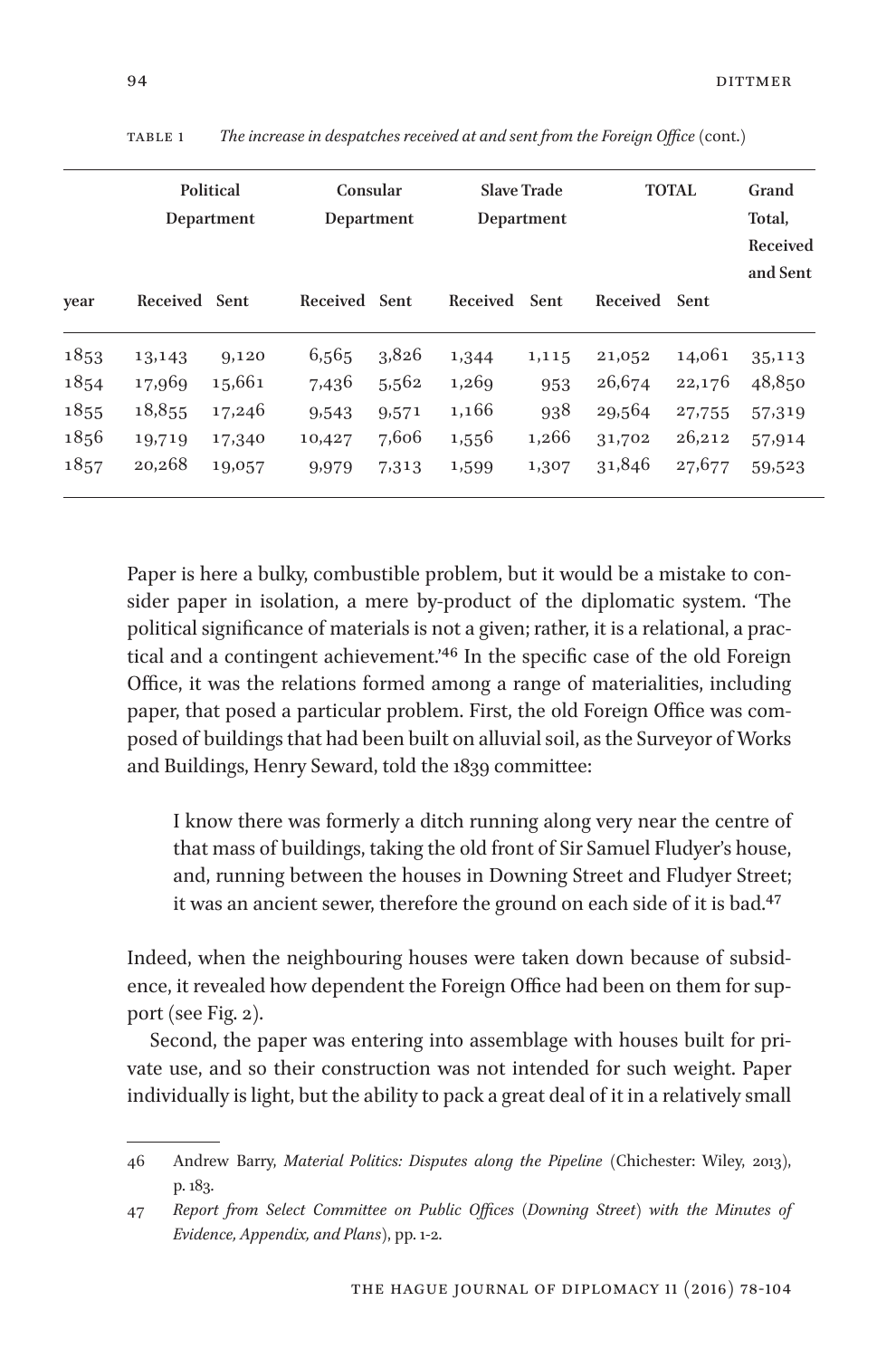TABLE 1 *The increase in despatches received at and sent from the Foreign Office* (cont.)

| | Political Department | | Consular Department | | Slave Trade Department | | TOTAL | | Grand Total, Received and Sent |
|---|---|---|---|---|---|---|---|---|---|
| year | Received | Sent | Received | Sent | Received | Sent | Received | Sent | |
| 1853 | 13,143 | 9,120 | 6,565 | 3,826 | 1,344 | 1,115 | 21,052 | 14,061 | 35,113 |
| 1854 | 17,969 | 15,661 | 7,436 | 5,562 | 1,269 | 953 | 26,674 | 22,176 | 48,850 |
| 1855 | 18,855 | 17,246 | 9,543 | 9,571 | 1,166 | 938 | 29,564 | 27,755 | 57,319 |
| 1856 | 19,719 | 17,340 | 10,427 | 7,606 | 1,556 | 1,266 | 31,702 | 26,212 | 57,914 |
| 1857 | 20,268 | 19,057 | 9,979 | 7,313 | 1,599 | 1,307 | 31,846 | 27,677 | 59,523 |

Paper is here a bulky, combustible problem, but it would be a mistake to consider paper in isolation, a mere by-product of the diplomatic system. 'The political significance of materials is not a given; rather, it is a relational, a practical and a contingent achievement.'[46] In the specific case of the old Foreign Office, it was the relations formed among a range of materialities, including paper, that posed a particular problem. First, the old Foreign Office was composed of buildings that had been built on alluvial soil, as the Surveyor of Works and Buildings, Henry Seward, told the 1839 committee:

> I know there was formerly a ditch running along very near the centre of that mass of buildings, taking the old front of Sir Samuel Fludyer's house, and, running between the houses in Downing Street and Fludyer Street; it was an ancient sewer, therefore the ground on each side of it is bad.[47]

Indeed, when the neighbouring houses were taken down because of subsidence, it revealed how dependent the Foreign Office had been on them for support (see Fig. 2).

Second, the paper was entering into assemblage with houses built for private use, and so their construction was not intended for such weight. Paper individually is light, but the ability to pack a great deal of it in a relatively small

---

46 Andrew Barry, *Material Politics: Disputes along the Pipeline* (Chichester: Wiley, 2013), p. 183.

47 *Report from Select Committee on Public Offices (Downing Street) with the Minutes of Evidence, Appendix, and Plans*), pp. 1-2.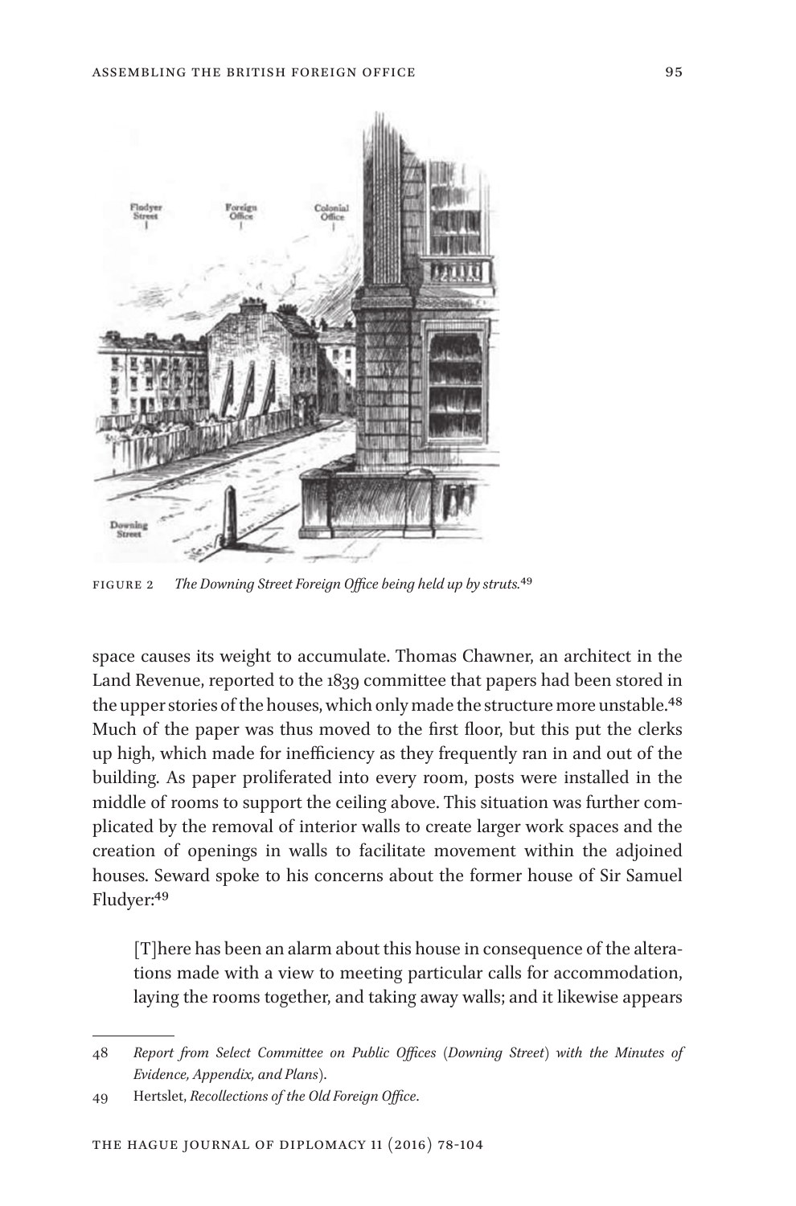FIGURE 2 *The Downing Street Foreign Office being held up by struts.*[49]

space causes its weight to accumulate. Thomas Chawner, an architect in the Land Revenue, reported to the 1839 committee that papers had been stored in the upper stories of the houses, which only made the structure more unstable.[48] Much of the paper was thus moved to the first floor, but this put the clerks up high, which made for inefficiency as they frequently ran in and out of the building. As paper proliferated into every room, posts were installed in the middle of rooms to support the ceiling above. This situation was further complicated by the removal of interior walls to create larger work spaces and the creation of openings in walls to facilitate movement within the adjoined houses. Seward spoke to his concerns about the former house of Sir Samuel Fludyer:[49]

> [T]here has been an alarm about this house in consequence of the alterations made with a view to meeting particular calls for accommodation, laying the rooms together, and taking away walls; and it likewise appears

---

48 *Report from Select Committee on Public Offices (Downing Street) with the Minutes of Evidence, Appendix, and Plans*).

49 Hertslet, *Recollections of the Old Foreign Office*.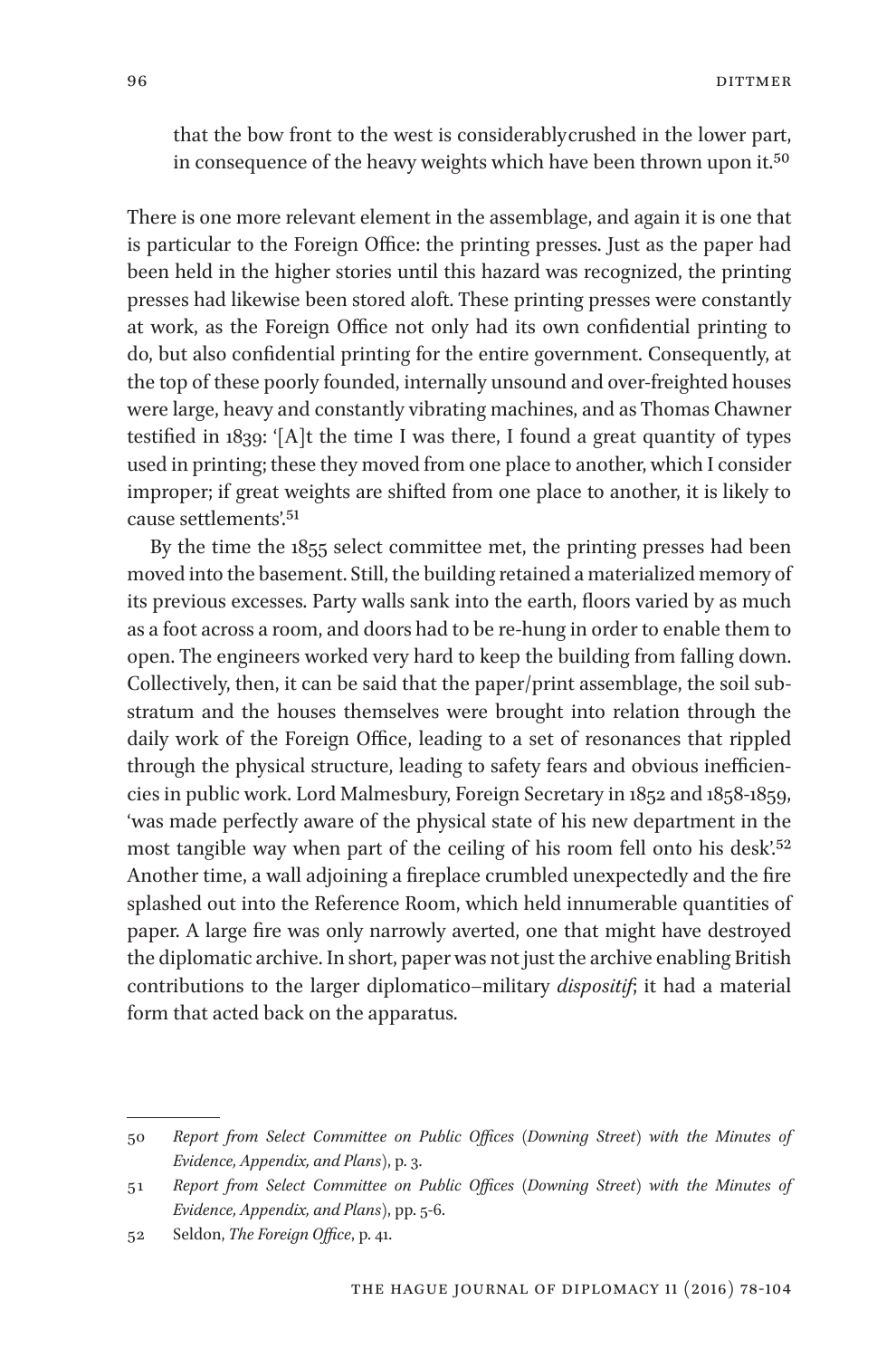> that the bow front to the west is considerably crushed in the lower part, in consequence of the heavy weights which have been thrown upon it.[50]

There is one more relevant element in the assemblage, and again it is one that is particular to the Foreign Office: the printing presses. Just as the paper had been held in the higher stories until this hazard was recognized, the printing presses had likewise been stored aloft. These printing presses were constantly at work, as the Foreign Office not only had its own confidential printing to do, but also confidential printing for the entire government. Consequently, at the top of these poorly founded, internally unsound and over-freighted houses were large, heavy and constantly vibrating machines, and as Thomas Chawner testified in 1839: '[A]t the time I was there, I found a great quantity of types used in printing; these they moved from one place to another, which I consider improper; if great weights are shifted from one place to another, it is likely to cause settlements'.[51]

By the time the 1855 select committee met, the printing presses had been moved into the basement. Still, the building retained a materialized memory of its previous excesses. Party walls sank into the earth, floors varied by as much as a foot across a room, and doors had to be re-hung in order to enable them to open. The engineers worked very hard to keep the building from falling down. Collectively, then, it can be said that the paper/print assemblage, the soil substratum and the houses themselves were brought into relation through the daily work of the Foreign Office, leading to a set of resonances that rippled through the physical structure, leading to safety fears and obvious inefficiencies in public work. Lord Malmesbury, Foreign Secretary in 1852 and 1858-1859, 'was made perfectly aware of the physical state of his new department in the most tangible way when part of the ceiling of his room fell onto his desk'.[52] Another time, a wall adjoining a fireplace crumbled unexpectedly and the fire splashed out into the Reference Room, which held innumerable quantities of paper. A large fire was only narrowly averted, one that might have destroyed the diplomatic archive. In short, paper was not just the archive enabling British contributions to the larger diplomatico–military *dispositif*; it had a material form that acted back on the apparatus.

---

50 *Report from Select Committee on Public Offices (Downing Street) with the Minutes of Evidence, Appendix, and Plans*), p. 3.

51 *Report from Select Committee on Public Offices (Downing Street) with the Minutes of Evidence, Appendix, and Plans*), pp. 5-6.

52 Seldon, *The Foreign Office*, p. 41.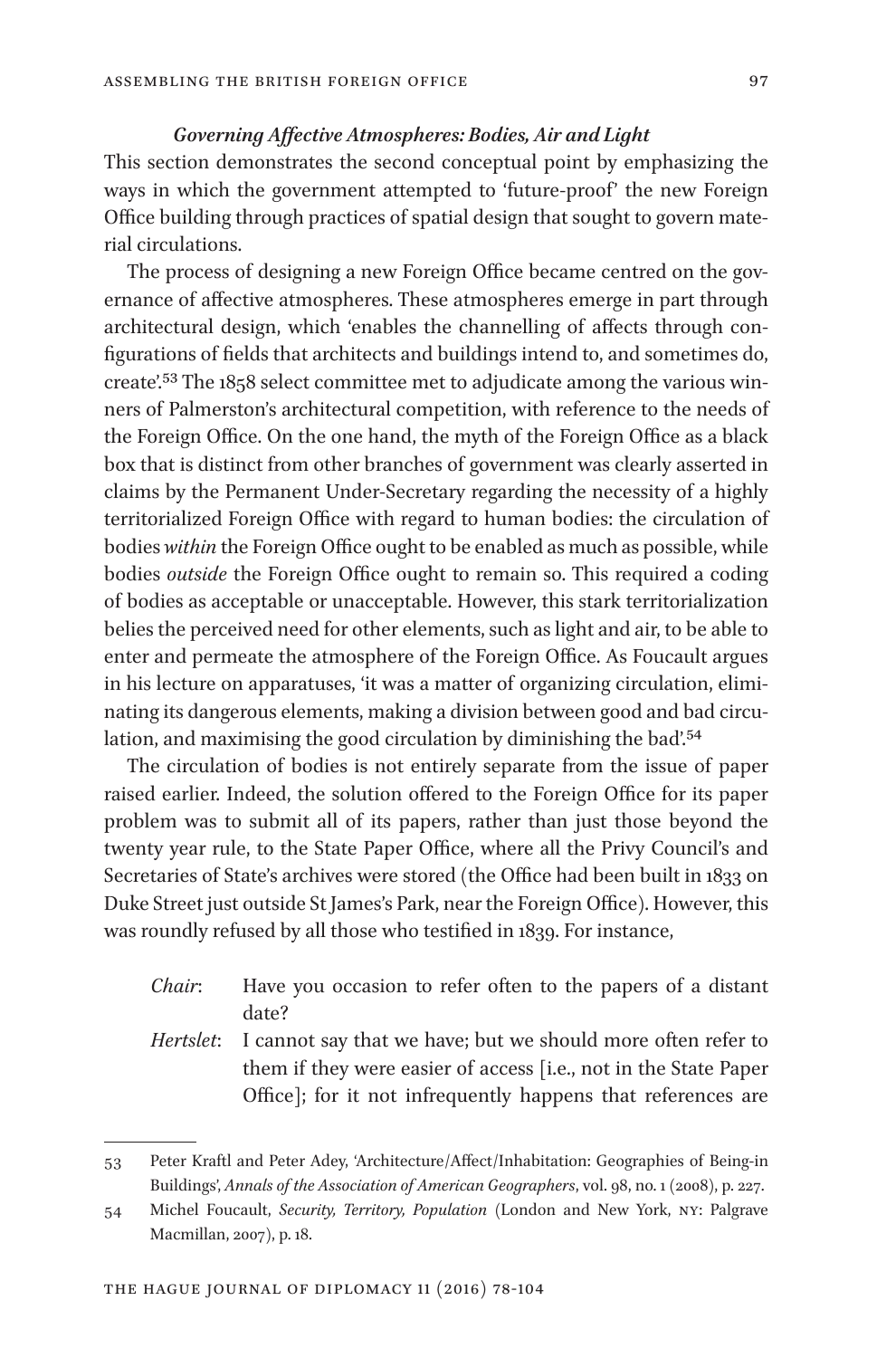### *Governing Affective Atmospheres: Bodies, Air and Light*

This section demonstrates the second conceptual point by emphasizing the ways in which the government attempted to 'future-proof' the new Foreign Office building through practices of spatial design that sought to govern material circulations.

The process of designing a new Foreign Office became centred on the governance of affective atmospheres. These atmospheres emerge in part through architectural design, which 'enables the channelling of affects through configurations of fields that architects and buildings intend to, and sometimes do, create'.[53] The 1858 select committee met to adjudicate among the various winners of Palmerston's architectural competition, with reference to the needs of the Foreign Office. On the one hand, the myth of the Foreign Office as a black box that is distinct from other branches of government was clearly asserted in claims by the Permanent Under-Secretary regarding the necessity of a highly territorialized Foreign Office with regard to human bodies: the circulation of bodies *within* the Foreign Office ought to be enabled as much as possible, while bodies *outside* the Foreign Office ought to remain so. This required a coding of bodies as acceptable or unacceptable. However, this stark territorialization belies the perceived need for other elements, such as light and air, to be able to enter and permeate the atmosphere of the Foreign Office. As Foucault argues in his lecture on apparatuses, 'it was a matter of organizing circulation, eliminating its dangerous elements, making a division between good and bad circulation, and maximising the good circulation by diminishing the bad'.[54]

The circulation of bodies is not entirely separate from the issue of paper raised earlier. Indeed, the solution offered to the Foreign Office for its paper problem was to submit all of its papers, rather than just those beyond the twenty year rule, to the State Paper Office, where all the Privy Council's and Secretaries of State's archives were stored (the Office had been built in 1833 on Duke Street just outside St James's Park, near the Foreign Office). However, this was roundly refused by all those who testified in 1839. For instance,

> *Chair*: Have you occasion to refer often to the papers of a distant date?
>
> *Hertslet*: I cannot say that we have; but we should more often refer to them if they were easier of access [i.e., not in the State Paper Office]; for it not infrequently happens that references are

---

53 Peter Kraftl and Peter Adey, 'Architecture/Affect/Inhabitation: Geographies of Being-in Buildings', *Annals of the Association of American Geographers*, vol. 98, no. 1 (2008), p. 227.

54 Michel Foucault, *Security, Territory, Population* (London and New York, NY: Palgrave Macmillan, 2007), p. 18.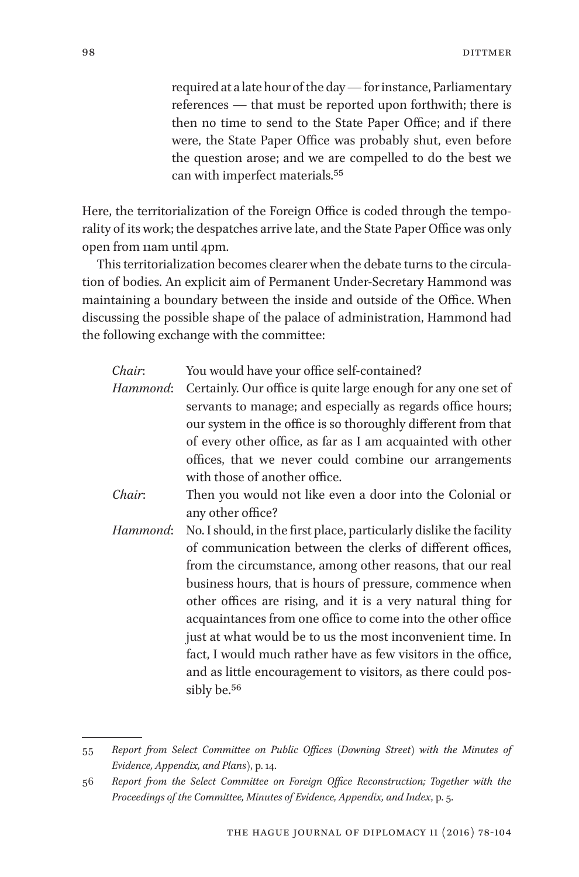> required at a late hour of the day — for instance, Parliamentary references — that must be reported upon forthwith; there is then no time to send to the State Paper Office; and if there were, the State Paper Office was probably shut, even before the question arose; and we are compelled to do the best we can with imperfect materials.[55]

Here, the territorialization of the Foreign Office is coded through the temporality of its work; the despatches arrive late, and the State Paper Office was only open from 11am until 4pm.

This territorialization becomes clearer when the debate turns to the circulation of bodies. An explicit aim of Permanent Under-Secretary Hammond was maintaining a boundary between the inside and outside of the Office. When discussing the possible shape of the palace of administration, Hammond had the following exchange with the committee:

> *Chair*: You would have your office self-contained?
>
> *Hammond*: Certainly. Our office is quite large enough for any one set of servants to manage; and especially as regards office hours; our system in the office is so thoroughly different from that of every other office, as far as I am acquainted with other offices, that we never could combine our arrangements with those of another office.
>
> *Chair*: Then you would not like even a door into the Colonial or any other office?
>
> *Hammond*: No. I should, in the first place, particularly dislike the facility of communication between the clerks of different offices, from the circumstance, among other reasons, that our real business hours, that is hours of pressure, commence when other offices are rising, and it is a very natural thing for acquaintances from one office to come into the other office just at what would be to us the most inconvenient time. In fact, I would much rather have as few visitors in the office, and as little encouragement to visitors, as there could possibly be.[56]

---

55 *Report from Select Committee on Public Offices (Downing Street) with the Minutes of Evidence, Appendix, and Plans*), p. 14.

56 *Report from the Select Committee on Foreign Office Reconstruction; Together with the Proceedings of the Committee, Minutes of Evidence, Appendix, and Index*, p. 5.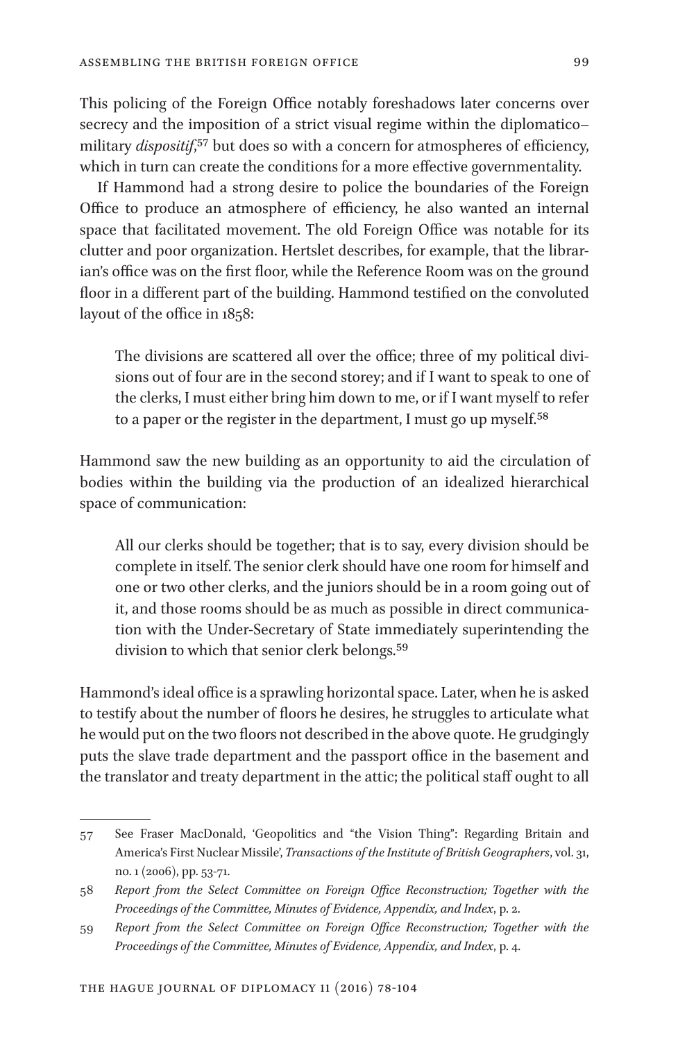This policing of the Foreign Office notably foreshadows later concerns over secrecy and the imposition of a strict visual regime within the diplomatico–military *dispositif*,[57] but does so with a concern for atmospheres of efficiency, which in turn can create the conditions for a more effective governmentality.

If Hammond had a strong desire to police the boundaries of the Foreign Office to produce an atmosphere of efficiency, he also wanted an internal space that facilitated movement. The old Foreign Office was notable for its clutter and poor organization. Hertslet describes, for example, that the librarian's office was on the first floor, while the Reference Room was on the ground floor in a different part of the building. Hammond testified on the convoluted layout of the office in 1858:

> The divisions are scattered all over the office; three of my political divisions out of four are in the second storey; and if I want to speak to one of the clerks, I must either bring him down to me, or if I want myself to refer to a paper or the register in the department, I must go up myself.[58]

Hammond saw the new building as an opportunity to aid the circulation of bodies within the building via the production of an idealized hierarchical space of communication:

> All our clerks should be together; that is to say, every division should be complete in itself. The senior clerk should have one room for himself and one or two other clerks, and the juniors should be in a room going out of it, and those rooms should be as much as possible in direct communication with the Under-Secretary of State immediately superintending the division to which that senior clerk belongs.[59]

Hammond's ideal office is a sprawling horizontal space. Later, when he is asked to testify about the number of floors he desires, he struggles to articulate what he would put on the two floors not described in the above quote. He grudgingly puts the slave trade department and the passport office in the basement and the translator and treaty department in the attic; the political staff ought to all

---

57 See Fraser MacDonald, 'Geopolitics and "the Vision Thing": Regarding Britain and America's First Nuclear Missile', *Transactions of the Institute of British Geographers*, vol. 31, no. 1 (2006), pp. 53-71.

58 *Report from the Select Committee on Foreign Office Reconstruction; Together with the Proceedings of the Committee, Minutes of Evidence, Appendix, and Index*, p. 2.

59 *Report from the Select Committee on Foreign Office Reconstruction; Together with the Proceedings of the Committee, Minutes of Evidence, Appendix, and Index*, p. 4.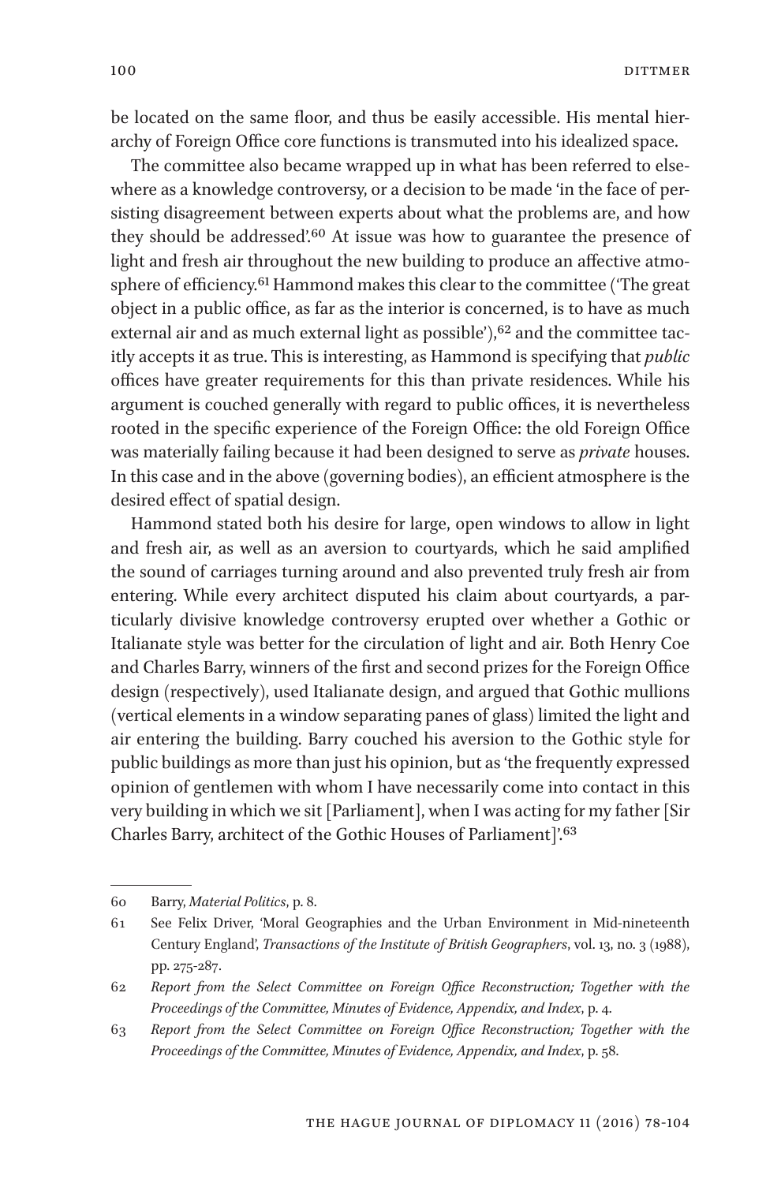be located on the same floor, and thus be easily accessible. His mental hierarchy of Foreign Office core functions is transmuted into his idealized space.

The committee also became wrapped up in what has been referred to elsewhere as a knowledge controversy, or a decision to be made 'in the face of persisting disagreement between experts about what the problems are, and how they should be addressed'.[60] At issue was how to guarantee the presence of light and fresh air throughout the new building to produce an affective atmosphere of efficiency.[61] Hammond makes this clear to the committee ('The great object in a public office, as far as the interior is concerned, is to have as much external air and as much external light as possible'),[62] and the committee tacitly accepts it as true. This is interesting, as Hammond is specifying that *public* offices have greater requirements for this than private residences. While his argument is couched generally with regard to public offices, it is nevertheless rooted in the specific experience of the Foreign Office: the old Foreign Office was materially failing because it had been designed to serve as *private* houses. In this case and in the above (governing bodies), an efficient atmosphere is the desired effect of spatial design.

Hammond stated both his desire for large, open windows to allow in light and fresh air, as well as an aversion to courtyards, which he said amplified the sound of carriages turning around and also prevented truly fresh air from entering. While every architect disputed his claim about courtyards, a particularly divisive knowledge controversy erupted over whether a Gothic or Italianate style was better for the circulation of light and air. Both Henry Coe and Charles Barry, winners of the first and second prizes for the Foreign Office design (respectively), used Italianate design, and argued that Gothic mullions (vertical elements in a window separating panes of glass) limited the light and air entering the building. Barry couched his aversion to the Gothic style for public buildings as more than just his opinion, but as 'the frequently expressed opinion of gentlemen with whom I have necessarily come into contact in this very building in which we sit [Parliament], when I was acting for my father [Sir Charles Barry, architect of the Gothic Houses of Parliament]'.[63]

---

60 Barry, *Material Politics*, p. 8.

61 See Felix Driver, 'Moral Geographies and the Urban Environment in Mid-nineteenth Century England', *Transactions of the Institute of British Geographers*, vol. 13, no. 3 (1988), pp. 275-287.

62 *Report from the Select Committee on Foreign Office Reconstruction; Together with the Proceedings of the Committee, Minutes of Evidence, Appendix, and Index*, p. 4.

63 *Report from the Select Committee on Foreign Office Reconstruction; Together with the Proceedings of the Committee, Minutes of Evidence, Appendix, and Index*, p. 58.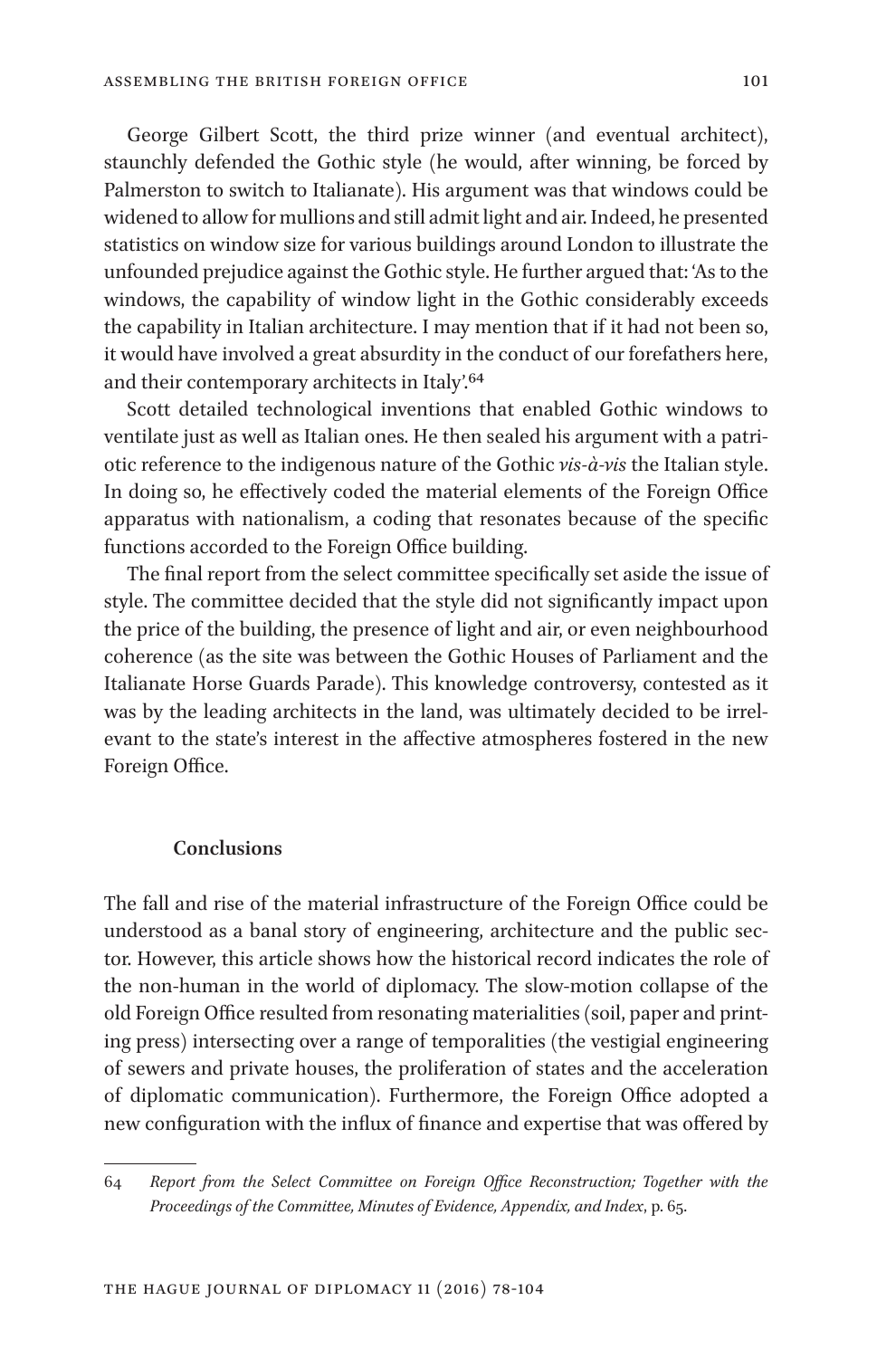George Gilbert Scott, the third prize winner (and eventual architect), staunchly defended the Gothic style (he would, after winning, be forced by Palmerston to switch to Italianate). His argument was that windows could be widened to allow for mullions and still admit light and air. Indeed, he presented statistics on window size for various buildings around London to illustrate the unfounded prejudice against the Gothic style. He further argued that: 'As to the windows, the capability of window light in the Gothic considerably exceeds the capability in Italian architecture. I may mention that if it had not been so, it would have involved a great absurdity in the conduct of our forefathers here, and their contemporary architects in Italy'.[64]

Scott detailed technological inventions that enabled Gothic windows to ventilate just as well as Italian ones. He then sealed his argument with a patriotic reference to the indigenous nature of the Gothic *vis-à-vis* the Italian style. In doing so, he effectively coded the material elements of the Foreign Office apparatus with nationalism, a coding that resonates because of the specific functions accorded to the Foreign Office building.

The final report from the select committee specifically set aside the issue of style. The committee decided that the style did not significantly impact upon the price of the building, the presence of light and air, or even neighbourhood coherence (as the site was between the Gothic Houses of Parliament and the Italianate Horse Guards Parade). This knowledge controversy, contested as it was by the leading architects in the land, was ultimately decided to be irrelevant to the state's interest in the affective atmospheres fostered in the new Foreign Office.

## Conclusions

The fall and rise of the material infrastructure of the Foreign Office could be understood as a banal story of engineering, architecture and the public sector. However, this article shows how the historical record indicates the role of the non-human in the world of diplomacy. The slow-motion collapse of the old Foreign Office resulted from resonating materialities (soil, paper and printing press) intersecting over a range of temporalities (the vestigial engineering of sewers and private houses, the proliferation of states and the acceleration of diplomatic communication). Furthermore, the Foreign Office adopted a new configuration with the influx of finance and expertise that was offered by

64 *Report from the Select Committee on Foreign Office Reconstruction; Together with the Proceedings of the Committee, Minutes of Evidence, Appendix, and Index*, p. 65.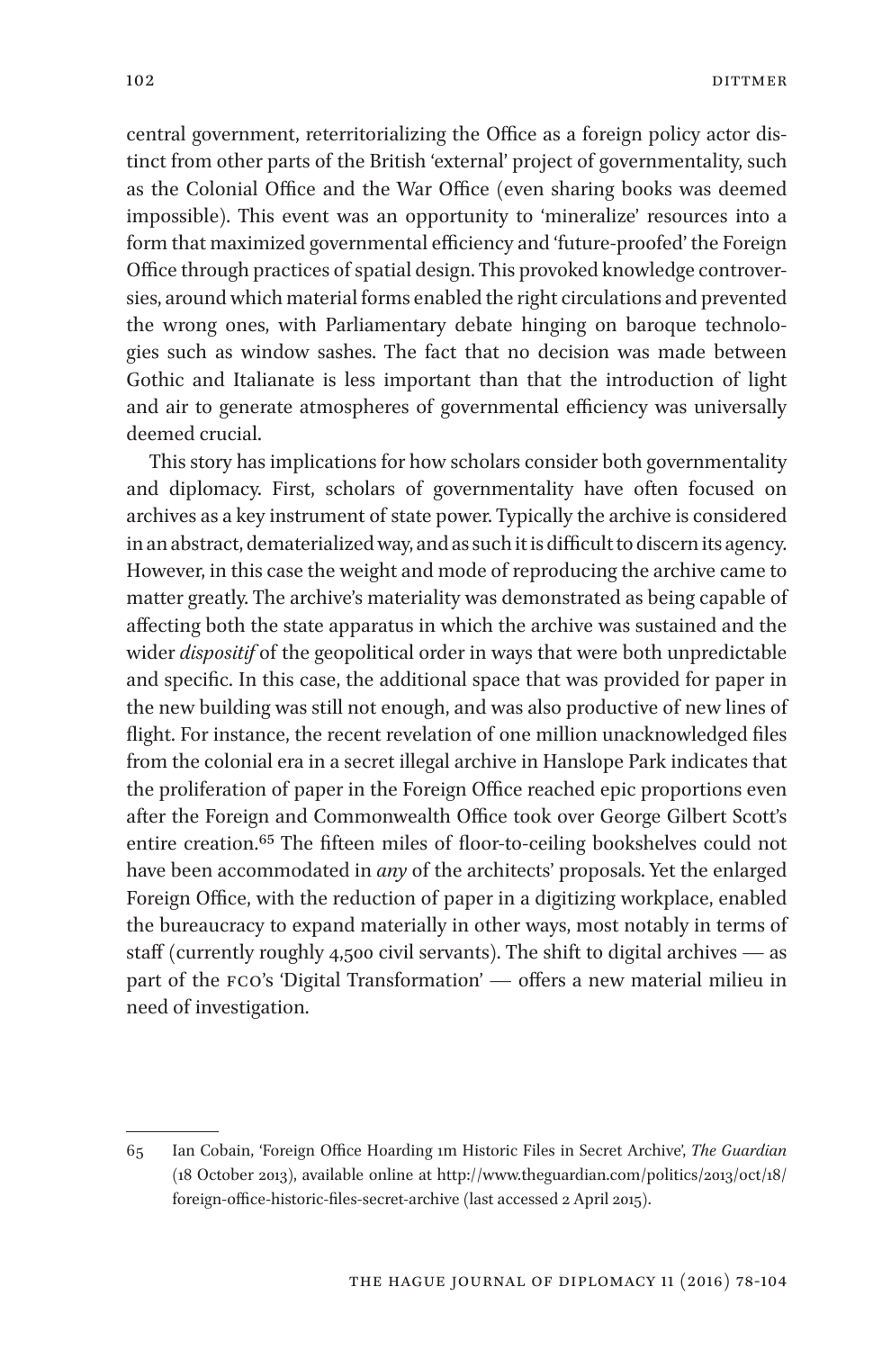central government, reterritorializing the Office as a foreign policy actor distinct from other parts of the British 'external' project of governmentality, such as the Colonial Office and the War Office (even sharing books was deemed impossible). This event was an opportunity to 'mineralize' resources into a form that maximized governmental efficiency and 'future-proofed' the Foreign Office through practices of spatial design. This provoked knowledge controversies, around which material forms enabled the right circulations and prevented the wrong ones, with Parliamentary debate hinging on baroque technologies such as window sashes. The fact that no decision was made between Gothic and Italianate is less important than that the introduction of light and air to generate atmospheres of governmental efficiency was universally deemed crucial.

This story has implications for how scholars consider both governmentality and diplomacy. First, scholars of governmentality have often focused on archives as a key instrument of state power. Typically the archive is considered in an abstract, dematerialized way, and as such it is difficult to discern its agency. However, in this case the weight and mode of reproducing the archive came to matter greatly. The archive's materiality was demonstrated as being capable of affecting both the state apparatus in which the archive was sustained and the wider *dispositif* of the geopolitical order in ways that were both unpredictable and specific. In this case, the additional space that was provided for paper in the new building was still not enough, and was also productive of new lines of flight. For instance, the recent revelation of one million unacknowledged files from the colonial era in a secret illegal archive in Hanslope Park indicates that the proliferation of paper in the Foreign Office reached epic proportions even after the Foreign and Commonwealth Office took over George Gilbert Scott's entire creation.[65] The fifteen miles of floor-to-ceiling bookshelves could not have been accommodated in *any* of the architects' proposals. Yet the enlarged Foreign Office, with the reduction of paper in a digitizing workplace, enabled the bureaucracy to expand materially in other ways, most notably in terms of staff (currently roughly 4,500 civil servants). The shift to digital archives — as part of the FCO's 'Digital Transformation' — offers a new material milieu in need of investigation.

---

65 Ian Cobain, 'Foreign Office Hoarding 1m Historic Files in Secret Archive', *The Guardian* (18 October 2013), available online at http://www.theguardian.com/politics/2013/oct/18/foreign-office-historic-files-secret-archive (last accessed 2 April 2015).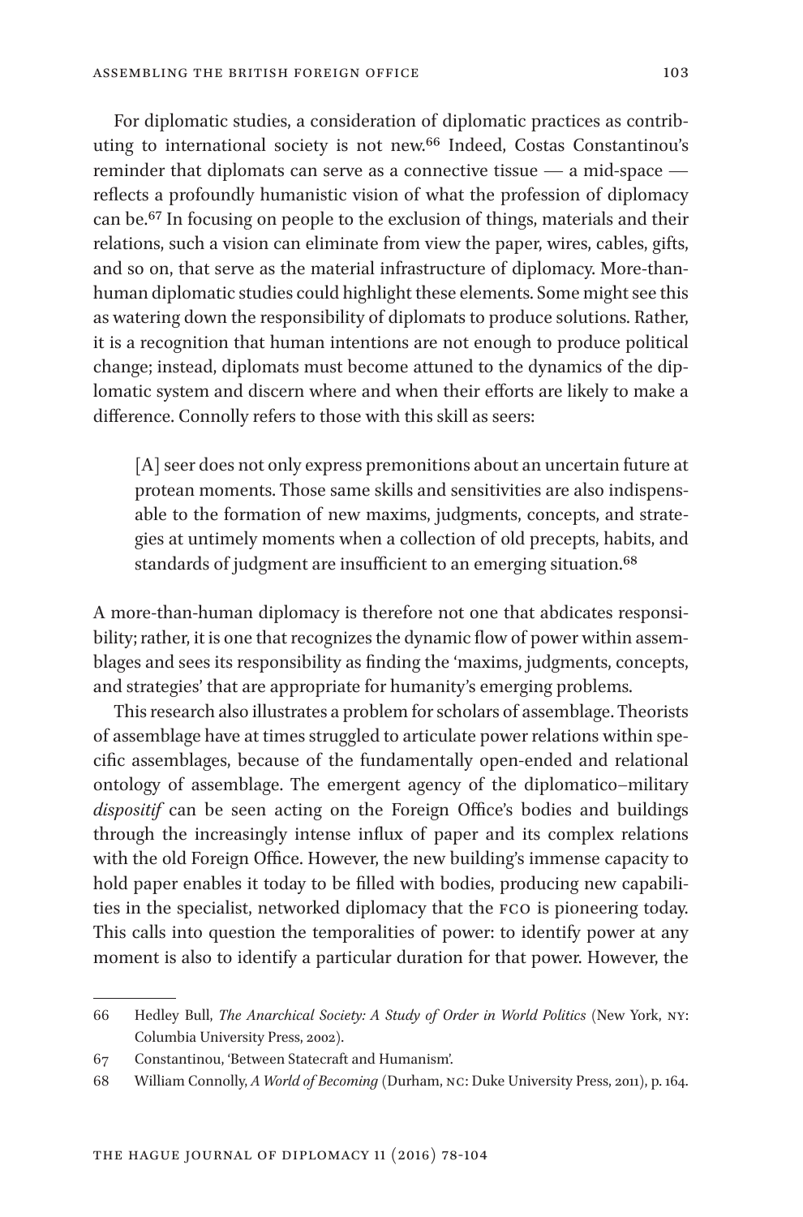For diplomatic studies, a consideration of diplomatic practices as contributing to international society is not new.[66] Indeed, Costas Constantinou's reminder that diplomats can serve as a connective tissue — a mid-space — reflects a profoundly humanistic vision of what the profession of diplomacy can be.[67] In focusing on people to the exclusion of things, materials and their relations, such a vision can eliminate from view the paper, wires, cables, gifts, and so on, that serve as the material infrastructure of diplomacy. More-than-human diplomatic studies could highlight these elements. Some might see this as watering down the responsibility of diplomats to produce solutions. Rather, it is a recognition that human intentions are not enough to produce political change; instead, diplomats must become attuned to the dynamics of the diplomatic system and discern where and when their efforts are likely to make a difference. Connolly refers to those with this skill as seers:

> [A] seer does not only express premonitions about an uncertain future at protean moments. Those same skills and sensitivities are also indispensable to the formation of new maxims, judgments, concepts, and strategies at untimely moments when a collection of old precepts, habits, and standards of judgment are insufficient to an emerging situation.[68]

A more-than-human diplomacy is therefore not one that abdicates responsibility; rather, it is one that recognizes the dynamic flow of power within assemblages and sees its responsibility as finding the 'maxims, judgments, concepts, and strategies' that are appropriate for humanity's emerging problems.

This research also illustrates a problem for scholars of assemblage. Theorists of assemblage have at times struggled to articulate power relations within specific assemblages, because of the fundamentally open-ended and relational ontology of assemblage. The emergent agency of the diplomatico–military *dispositif* can be seen acting on the Foreign Office's bodies and buildings through the increasingly intense influx of paper and its complex relations with the old Foreign Office. However, the new building's immense capacity to hold paper enables it today to be filled with bodies, producing new capabilities in the specialist, networked diplomacy that the FCO is pioneering today. This calls into question the temporalities of power: to identify power at any moment is also to identify a particular duration for that power. However, the

---

66 Hedley Bull, *The Anarchical Society: A Study of Order in World Politics* (New York, NY: Columbia University Press, 2002).

67 Constantinou, 'Between Statecraft and Humanism'.

68 William Connolly, *A World of Becoming* (Durham, NC: Duke University Press, 2011), p. 164.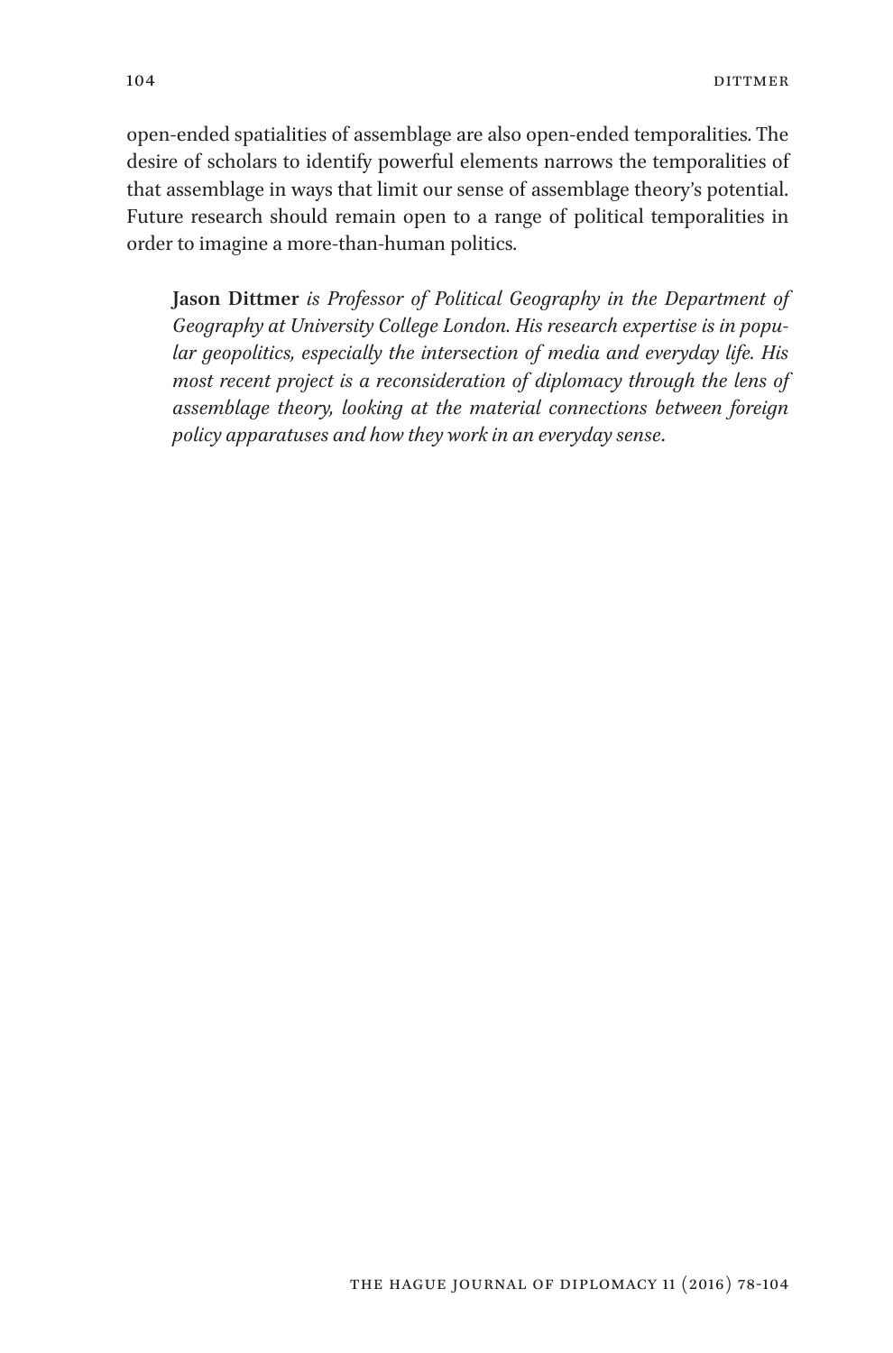open-ended spatialities of assemblage are also open-ended temporalities. The desire of scholars to identify powerful elements narrows the temporalities of that assemblage in ways that limit our sense of assemblage theory's potential. Future research should remain open to a range of political temporalities in order to imagine a more-than-human politics.

**Jason Dittmer** *is Professor of Political Geography in the Department of Geography at University College London. His research expertise is in popular geopolitics, especially the intersection of media and everyday life. His most recent project is a reconsideration of diplomacy through the lens of assemblage theory, looking at the material connections between foreign policy apparatuses and how they work in an everyday sense.*